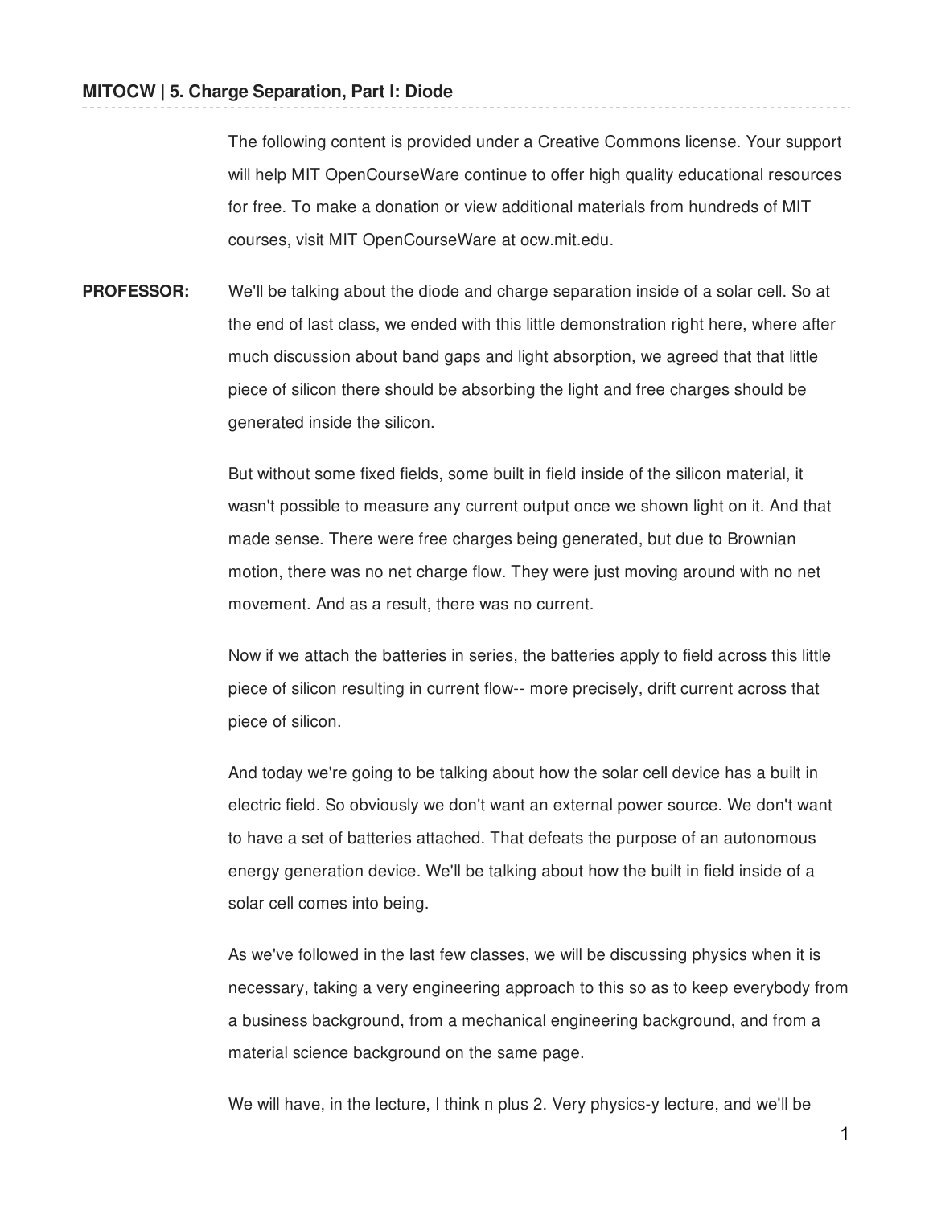# MITOCW | 5. Charge Separation, Part I: Diode

The following content is provided under a Creative Commons license. Your support will help MIT OpenCourseWare continue to offer high quality educational resources for free. To make a donation or view additional materials from hundreds of MIT courses, visit MIT OpenCourseWare at ocw.mit.edu.

**PROFESSOR:** We'll be talking about the diode and charge separation inside of a solar cell. So at the end of last class, we ended with this little demonstration right here, where after much discussion about band gaps and light absorption, we agreed that that little piece of silicon there should be absorbing the light and free charges should be generated inside the silicon.

But without some fixed fields, some built in field inside of the silicon material, it wasn't possible to measure any current output once we shown light on it. And that made sense. There were free charges being generated, but due to Brownian motion, there was no net charge flow. They were just moving around with no net movement. And as a result, there was no current.

Now if we attach the batteries in series, the batteries apply to field across this little piece of silicon resulting in current flow-- more precisely, drift current across that piece of silicon.

And today we're going to be talking about how the solar cell device has a built in electric field. So obviously we don't want an external power source. We don't want to have a set of batteries attached. That defeats the purpose of an autonomous energy generation device. We'll be talking about how the built in field inside of a solar cell comes into being.

As we've followed in the last few classes, we will be discussing physics when it is necessary, taking a very engineering approach to this so as to keep everybody from a business background, from a mechanical engineering background, and from a material science background on the same page.

We will have, in the lecture, I think n plus 2. Very physics-y lecture, and we'll be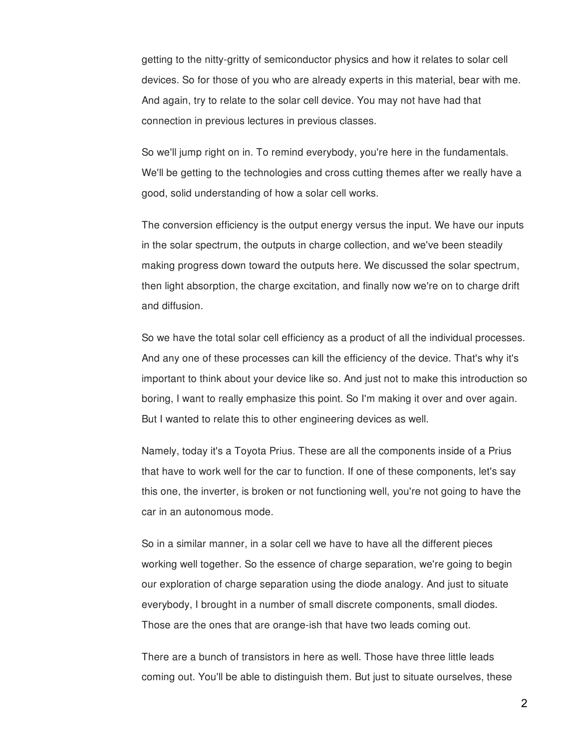getting to the nitty-gritty of semiconductor physics and how it relates to solar cell devices. So for those of you who are already experts in this material, bear with me. And again, try to relate to the solar cell device. You may not have had that connection in previous lectures in previous classes.

So we'll jump right on in. To remind everybody, you're here in the fundamentals. We'll be getting to the technologies and cross cutting themes after we really have a good, solid understanding of how a solar cell works.

The conversion efficiency is the output energy versus the input. We have our inputs in the solar spectrum, the outputs in charge collection, and we've been steadily making progress down toward the outputs here. We discussed the solar spectrum, then light absorption, the charge excitation, and finally now we're on to charge drift and diffusion.

So we have the total solar cell efficiency as a product of all the individual processes. And any one of these processes can kill the efficiency of the device. That's why it's important to think about your device like so. And just not to make this introduction so boring, I want to really emphasize this point. So I'm making it over and over again. But I wanted to relate this to other engineering devices as well.

Namely, today it's a Toyota Prius. These are all the components inside of a Prius that have to work well for the car to function. If one of these components, let's say this one, the inverter, is broken or not functioning well, you're not going to have the car in an autonomous mode.

So in a similar manner, in a solar cell we have to have all the different pieces working well together. So the essence of charge separation, we're going to begin our exploration of charge separation using the diode analogy. And just to situate everybody, I brought in a number of small discrete components, small diodes. Those are the ones that are orange-ish that have two leads coming out.

There are a bunch of transistors in here as well. Those have three little leads coming out. You'll be able to distinguish them. But just to situate ourselves, these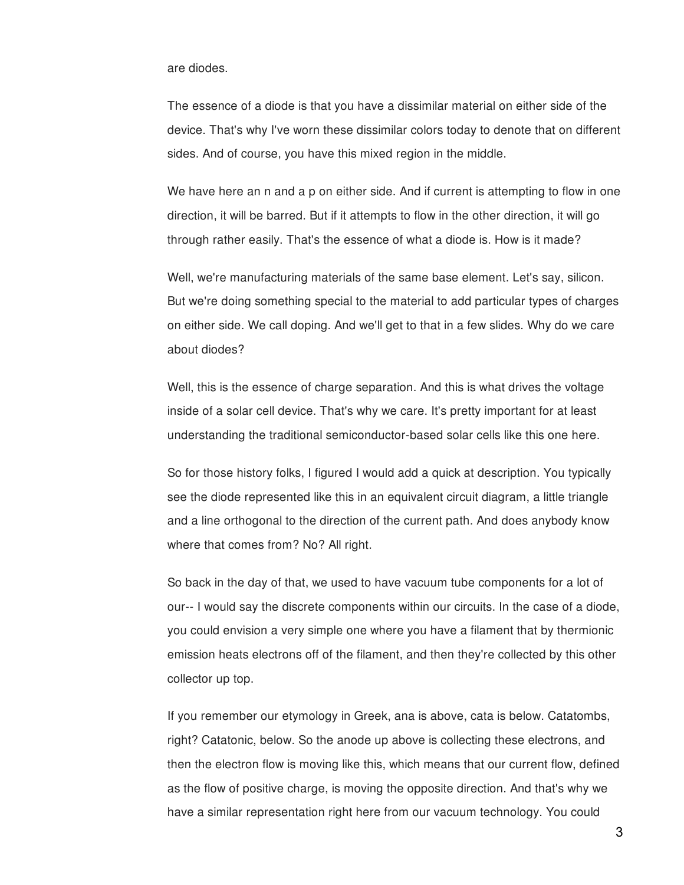are diodes.

The essence of a diode is that you have a dissimilar material on either side of the device. That's why I've worn these dissimilar colors today to denote that on different sides. And of course, you have this mixed region in the middle.

We have here an n and a p on either side. And if current is attempting to flow in one direction, it will be barred. But if it attempts to flow in the other direction, it will go through rather easily. That's the essence of what a diode is. How is it made?

Well, we're manufacturing materials of the same base element. Let's say, silicon. But we're doing something special to the material to add particular types of charges on either side. We call doping. And we'll get to that in a few slides. Why do we care about diodes?

Well, this is the essence of charge separation. And this is what drives the voltage inside of a solar cell device. That's why we care. It's pretty important for at least understanding the traditional semiconductor-based solar cells like this one here.

So for those history folks, I figured I would add a quick at description. You typically see the diode represented like this in an equivalent circuit diagram, a little triangle and a line orthogonal to the direction of the current path. And does anybody know where that comes from? No? All right.

So back in the day of that, we used to have vacuum tube components for a lot of our-- I would say the discrete components within our circuits. In the case of a diode, you could envision a very simple one where you have a filament that by thermionic emission heats electrons off of the filament, and then they're collected by this other collector up top.

If you remember our etymology in Greek, ana is above, cata is below. Catatombs, right? Catatonic, below. So the anode up above is collecting these electrons, and then the electron flow is moving like this, which means that our current flow, defined as the flow of positive charge, is moving the opposite direction. And that's why we have a similar representation right here from our vacuum technology. You could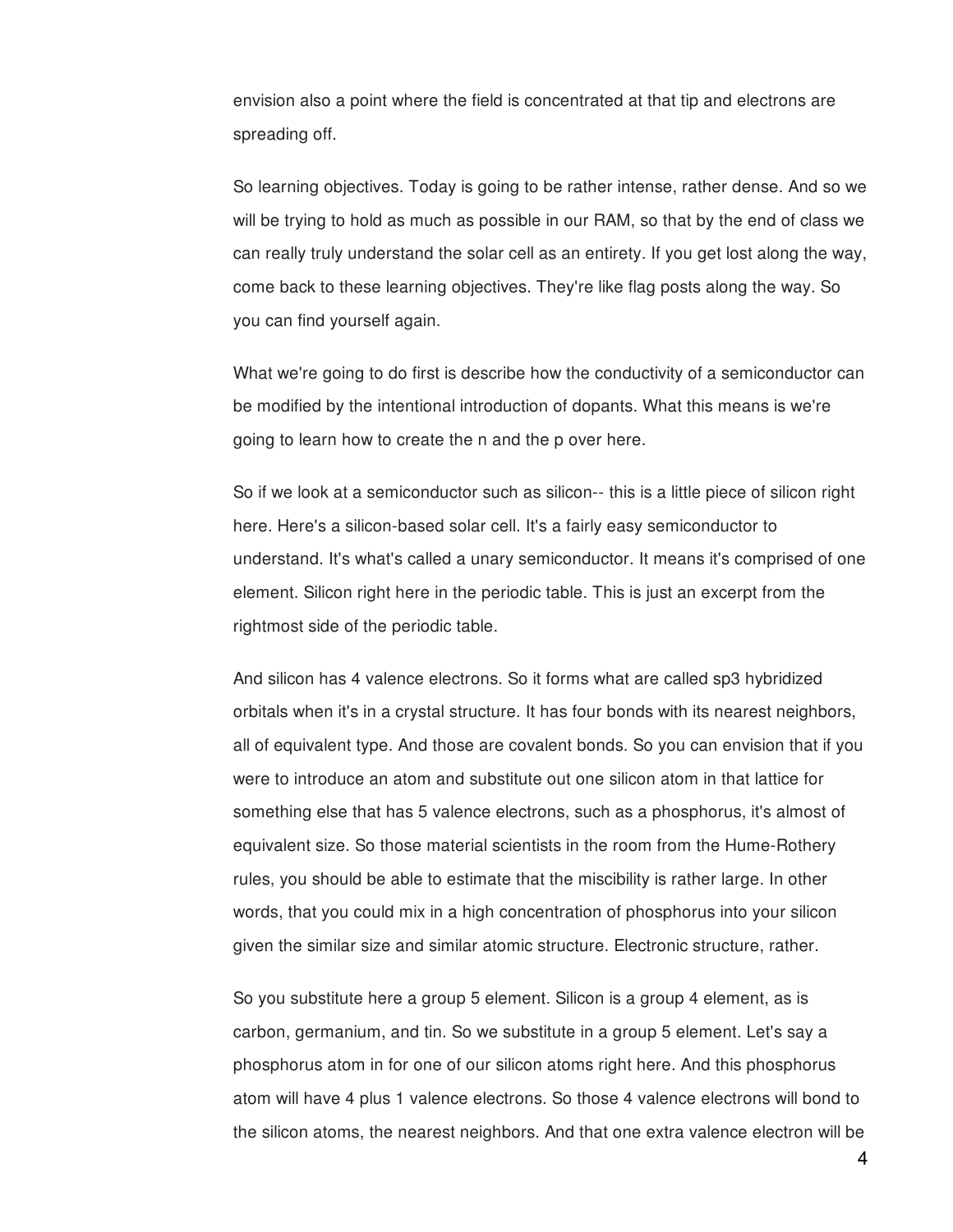envision also a point where the field is concentrated at that tip and electrons are spreading off.

So learning objectives. Today is going to be rather intense, rather dense. And so we will be trying to hold as much as possible in our RAM, so that by the end of class we can really truly understand the solar cell as an entirety. If you get lost along the way, come back to these learning objectives. They're like flag posts along the way. So you can find yourself again.

What we're going to do first is describe how the conductivity of a semiconductor can be modified by the intentional introduction of dopants. What this means is we're going to learn how to create the n and the p over here.

So if we look at a semiconductor such as silicon-- this is a little piece of silicon right here. Here's a silicon-based solar cell. It's a fairly easy semiconductor to understand. It's what's called a unary semiconductor. It means it's comprised of one element. Silicon right here in the periodic table. This is just an excerpt from the rightmost side of the periodic table.

And silicon has 4 valence electrons. So it forms what are called sp3 hybridized orbitals when it's in a crystal structure. It has four bonds with its nearest neighbors, all of equivalent type. And those are covalent bonds. So you can envision that if you were to introduce an atom and substitute out one silicon atom in that lattice for something else that has 5 valence electrons, such as a phosphorus, it's almost of equivalent size. So those material scientists in the room from the Hume-Rothery rules, you should be able to estimate that the miscibility is rather large. In other words, that you could mix in a high concentration of phosphorus into your silicon given the similar size and similar atomic structure. Electronic structure, rather.

So you substitute here a group 5 element. Silicon is a group 4 element, as is carbon, germanium, and tin. So we substitute in a group 5 element. Let's say a phosphorus atom in for one of our silicon atoms right here. And this phosphorus atom will have 4 plus 1 valence electrons. So those 4 valence electrons will bond to the silicon atoms, the nearest neighbors. And that one extra valence electron will be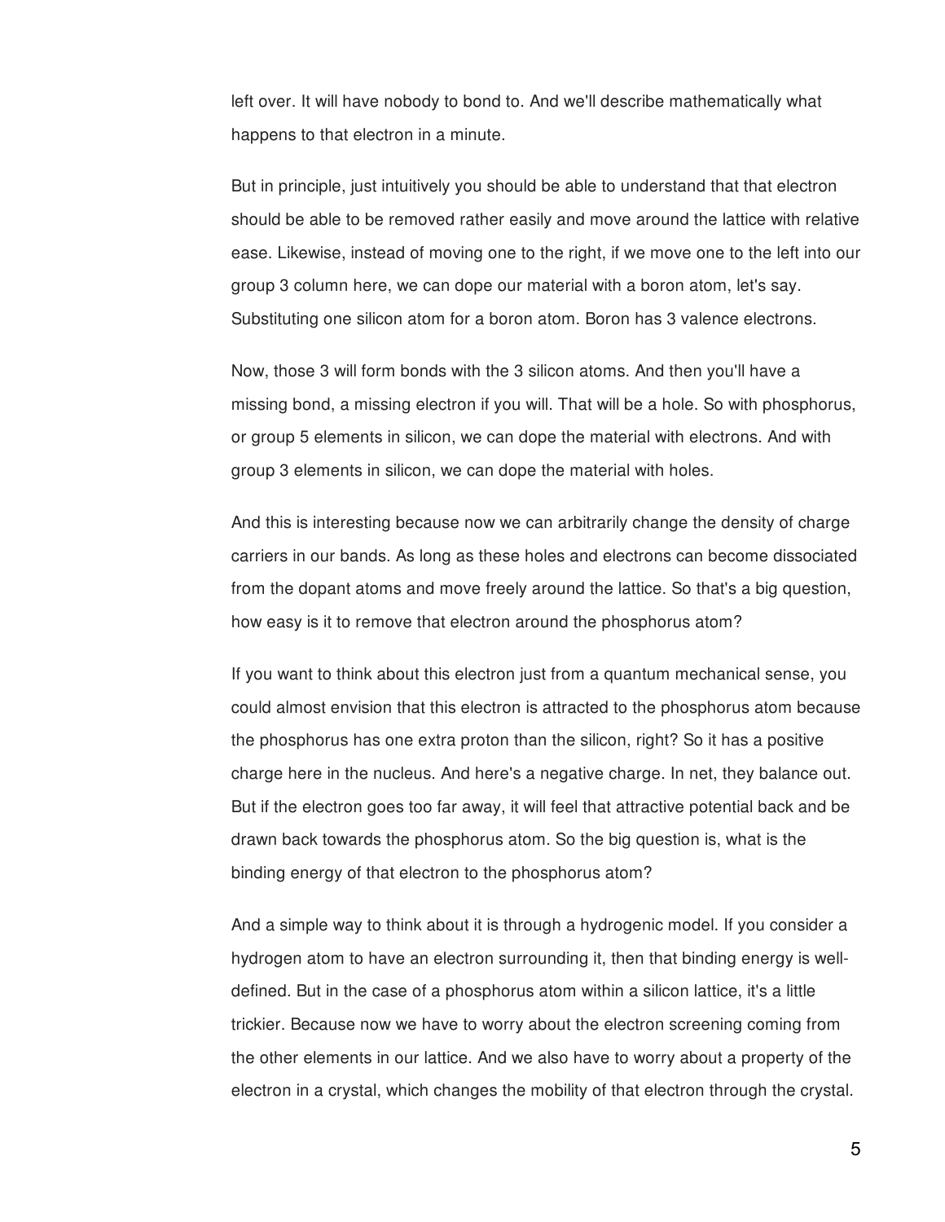left over. It will have nobody to bond to. And we'll describe mathematically what happens to that electron in a minute.

But in principle, just intuitively you should be able to understand that that electron should be able to be removed rather easily and move around the lattice with relative ease. Likewise, instead of moving one to the right, if we move one to the left into our group 3 column here, we can dope our material with a boron atom, let's say. Substituting one silicon atom for a boron atom. Boron has 3 valence electrons.

Now, those 3 will form bonds with the 3 silicon atoms. And then you'll have a missing bond, a missing electron if you will. That will be a hole. So with phosphorus, or group 5 elements in silicon, we can dope the material with electrons. And with group 3 elements in silicon, we can dope the material with holes.

And this is interesting because now we can arbitrarily change the density of charge carriers in our bands. As long as these holes and electrons can become dissociated from the dopant atoms and move freely around the lattice. So that's a big question, how easy is it to remove that electron around the phosphorus atom?

If you want to think about this electron just from a quantum mechanical sense, you could almost envision that this electron is attracted to the phosphorus atom because the phosphorus has one extra proton than the silicon, right? So it has a positive charge here in the nucleus. And here's a negative charge. In net, they balance out. But if the electron goes too far away, it will feel that attractive potential back and be drawn back towards the phosphorus atom. So the big question is, what is the binding energy of that electron to the phosphorus atom?

And a simple way to think about it is through a hydrogenic model. If you consider a hydrogen atom to have an electron surrounding it, then that binding energy is well-defined. But in the case of a phosphorus atom within a silicon lattice, it's a little trickier. Because now we have to worry about the electron screening coming from the other elements in our lattice. And we also have to worry about a property of the electron in a crystal, which changes the mobility of that electron through the crystal.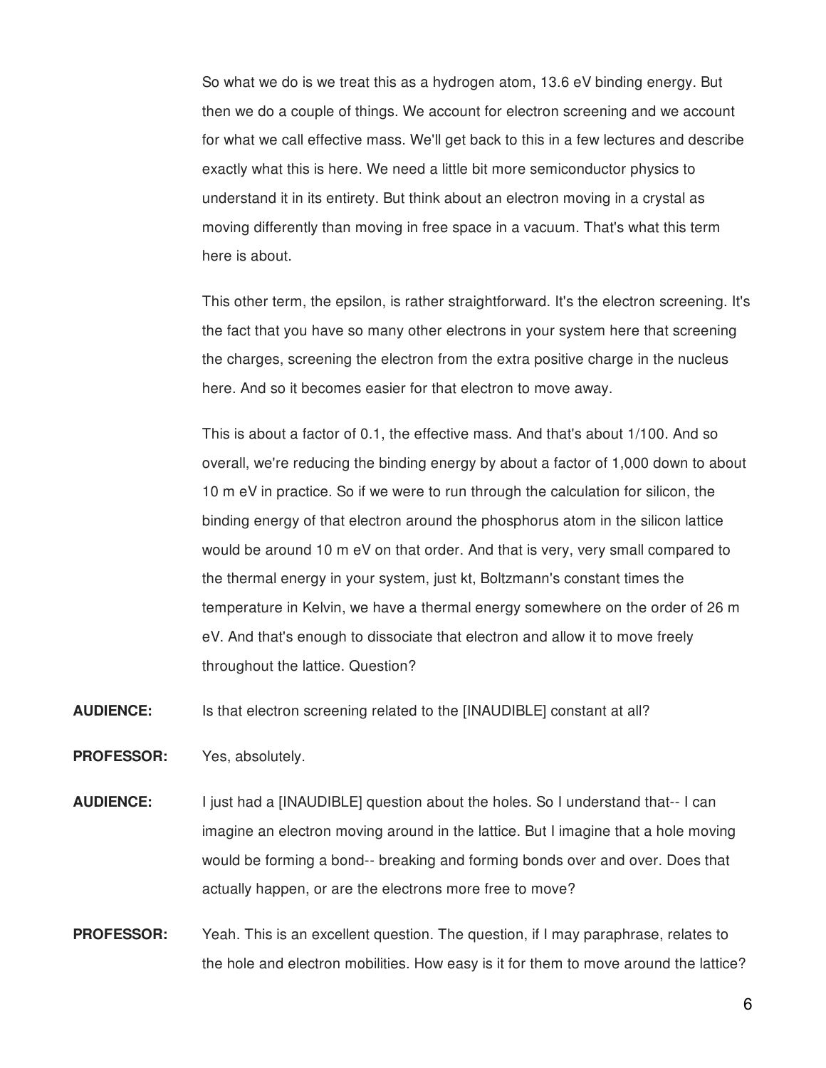So what we do is we treat this as a hydrogen atom, 13.6 eV binding energy. But then we do a couple of things. We account for electron screening and we account for what we call effective mass. We'll get back to this in a few lectures and describe exactly what this is here. We need a little bit more semiconductor physics to understand it in its entirety. But think about an electron moving in a crystal as moving differently than moving in free space in a vacuum. That's what this term here is about.

This other term, the epsilon, is rather straightforward. It's the electron screening. It's the fact that you have so many other electrons in your system here that screening the charges, screening the electron from the extra positive charge in the nucleus here. And so it becomes easier for that electron to move away.

This is about a factor of 0.1, the effective mass. And that's about 1/100. And so overall, we're reducing the binding energy by about a factor of 1,000 down to about 10 m eV in practice. So if we were to run through the calculation for silicon, the binding energy of that electron around the phosphorus atom in the silicon lattice would be around 10 m eV on that order. And that is very, very small compared to the thermal energy in your system, just kt, Boltzmann's constant times the temperature in Kelvin, we have a thermal energy somewhere on the order of 26 m eV. And that's enough to dissociate that electron and allow it to move freely throughout the lattice. Question?

**AUDIENCE:** Is that electron screening related to the [INAUDIBLE] constant at all?

**PROFESSOR:** Yes, absolutely.

**AUDIENCE:** I just had a [INAUDIBLE] question about the holes. So I understand that-- I can imagine an electron moving around in the lattice. But I imagine that a hole moving would be forming a bond-- breaking and forming bonds over and over. Does that actually happen, or are the electrons more free to move?

**PROFESSOR:** Yeah. This is an excellent question. The question, if I may paraphrase, relates to the hole and electron mobilities. How easy is it for them to move around the lattice?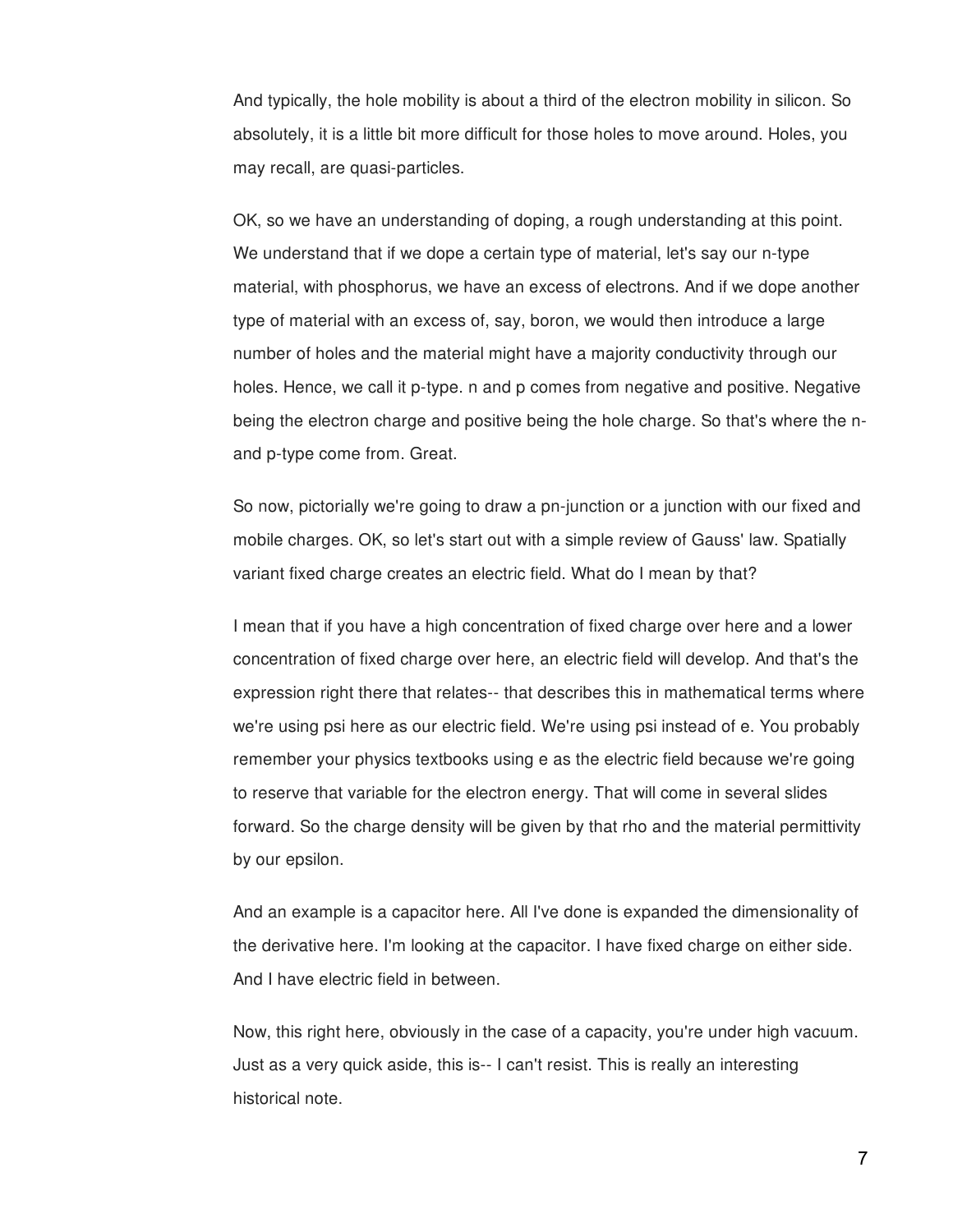And typically, the hole mobility is about a third of the electron mobility in silicon. So absolutely, it is a little bit more difficult for those holes to move around. Holes, you may recall, are quasi-particles.

OK, so we have an understanding of doping, a rough understanding at this point. We understand that if we dope a certain type of material, let's say our n-type material, with phosphorus, we have an excess of electrons. And if we dope another type of material with an excess of, say, boron, we would then introduce a large number of holes and the material might have a majority conductivity through our holes. Hence, we call it p-type. n and p comes from negative and positive. Negative being the electron charge and positive being the hole charge. So that's where the n- and p-type come from. Great.

So now, pictorially we're going to draw a pn-junction or a junction with our fixed and mobile charges. OK, so let's start out with a simple review of Gauss' law. Spatially variant fixed charge creates an electric field. What do I mean by that?

I mean that if you have a high concentration of fixed charge over here and a lower concentration of fixed charge over here, an electric field will develop. And that's the expression right there that relates-- that describes this in mathematical terms where we're using psi here as our electric field. We're using psi instead of e. You probably remember your physics textbooks using e as the electric field because we're going to reserve that variable for the electron energy. That will come in several slides forward. So the charge density will be given by that rho and the material permittivity by our epsilon.

And an example is a capacitor here. All I've done is expanded the dimensionality of the derivative here. I'm looking at the capacitor. I have fixed charge on either side. And I have electric field in between.

Now, this right here, obviously in the case of a capacity, you're under high vacuum. Just as a very quick aside, this is-- I can't resist. This is really an interesting historical note.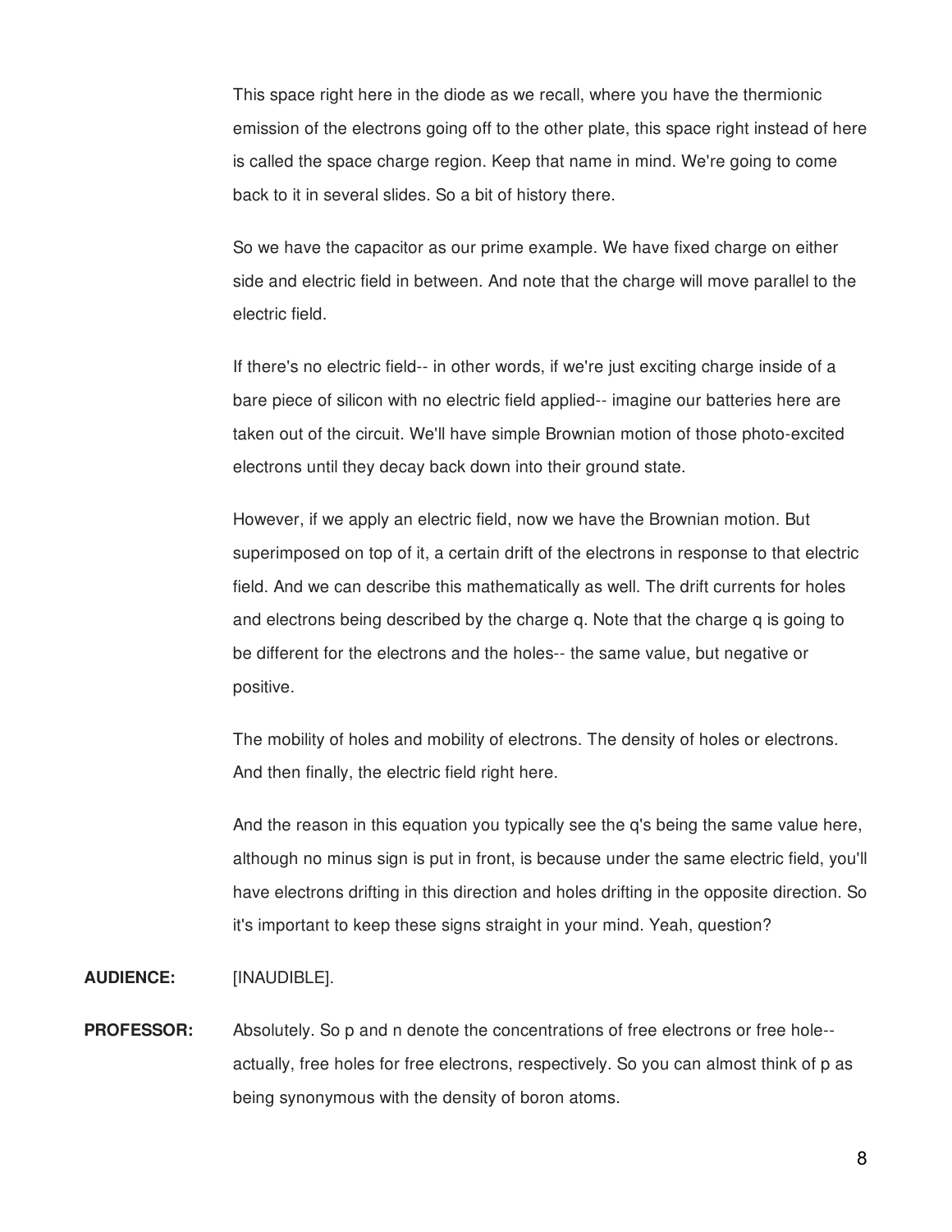This space right here in the diode as we recall, where you have the thermionic emission of the electrons going off to the other plate, this space right instead of here is called the space charge region. Keep that name in mind. We're going to come back to it in several slides. So a bit of history there.

So we have the capacitor as our prime example. We have fixed charge on either side and electric field in between. And note that the charge will move parallel to the electric field.

If there's no electric field-- in other words, if we're just exciting charge inside of a bare piece of silicon with no electric field applied-- imagine our batteries here are taken out of the circuit. We'll have simple Brownian motion of those photo-excited electrons until they decay back down into their ground state.

However, if we apply an electric field, now we have the Brownian motion. But superimposed on top of it, a certain drift of the electrons in response to that electric field. And we can describe this mathematically as well. The drift currents for holes and electrons being described by the charge q. Note that the charge q is going to be different for the electrons and the holes-- the same value, but negative or positive.

The mobility of holes and mobility of electrons. The density of holes or electrons. And then finally, the electric field right here.

And the reason in this equation you typically see the q's being the same value here, although no minus sign is put in front, is because under the same electric field, you'll have electrons drifting in this direction and holes drifting in the opposite direction. So it's important to keep these signs straight in your mind. Yeah, question?

**AUDIENCE:** [INAUDIBLE].

**PROFESSOR:** Absolutely. So p and n denote the concentrations of free electrons or free hole-- actually, free holes for free electrons, respectively. So you can almost think of p as being synonymous with the density of boron atoms.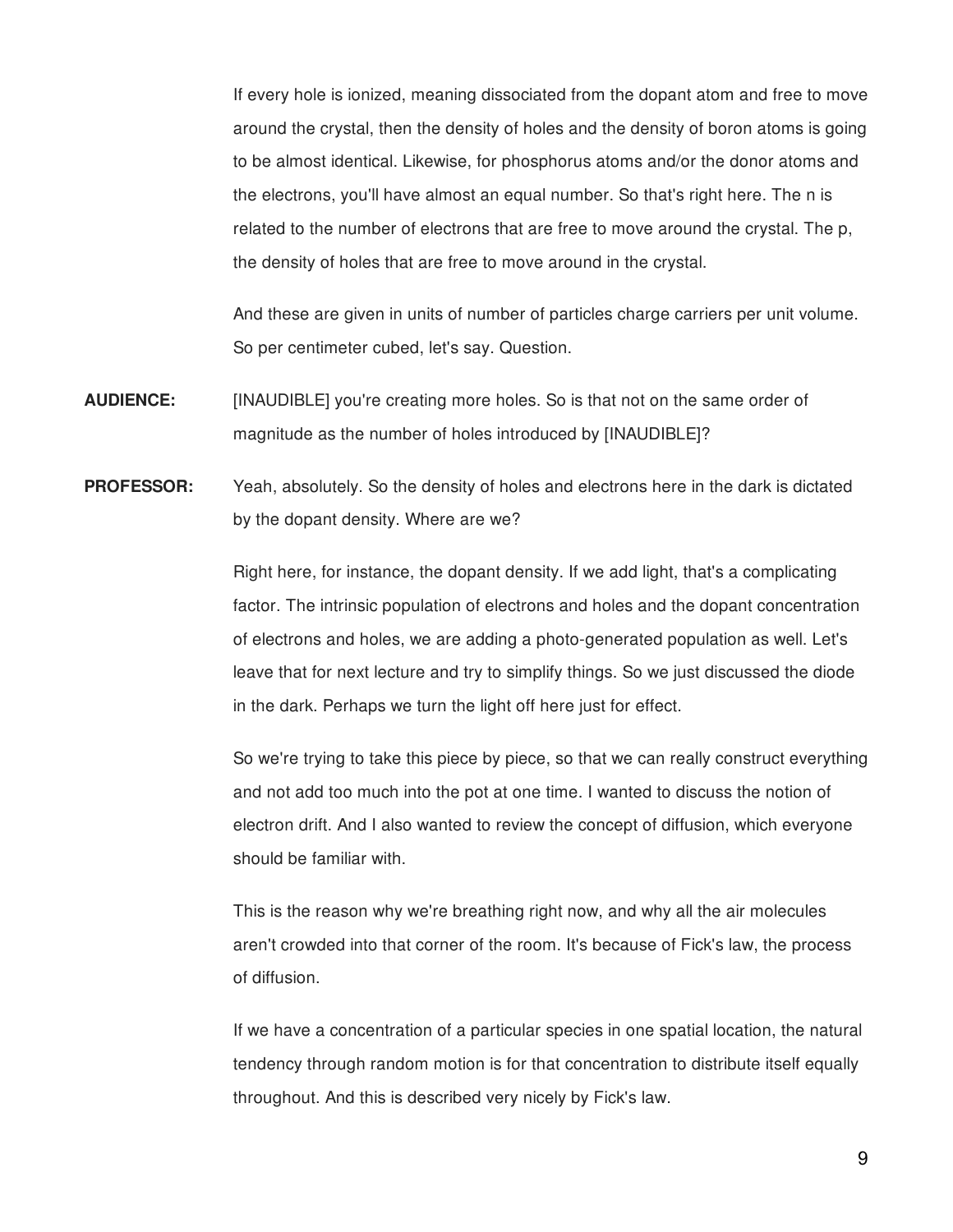If every hole is ionized, meaning dissociated from the dopant atom and free to move around the crystal, then the density of holes and the density of boron atoms is going to be almost identical. Likewise, for phosphorus atoms and/or the donor atoms and the electrons, you'll have almost an equal number. So that's right here. The n is related to the number of electrons that are free to move around the crystal. The p, the density of holes that are free to move around in the crystal.

And these are given in units of number of particles charge carriers per unit volume. So per centimeter cubed, let's say. Question.

**AUDIENCE:** [INAUDIBLE] you're creating more holes. So is that not on the same order of magnitude as the number of holes introduced by [INAUDIBLE]?

**PROFESSOR:** Yeah, absolutely. So the density of holes and electrons here in the dark is dictated by the dopant density. Where are we?

Right here, for instance, the dopant density. If we add light, that's a complicating factor. The intrinsic population of electrons and holes and the dopant concentration of electrons and holes, we are adding a photo-generated population as well. Let's leave that for next lecture and try to simplify things. So we just discussed the diode in the dark. Perhaps we turn the light off here just for effect.

So we're trying to take this piece by piece, so that we can really construct everything and not add too much into the pot at one time. I wanted to discuss the notion of electron drift. And I also wanted to review the concept of diffusion, which everyone should be familiar with.

This is the reason why we're breathing right now, and why all the air molecules aren't crowded into that corner of the room. It's because of Fick's law, the process of diffusion.

If we have a concentration of a particular species in one spatial location, the natural tendency through random motion is for that concentration to distribute itself equally throughout. And this is described very nicely by Fick's law.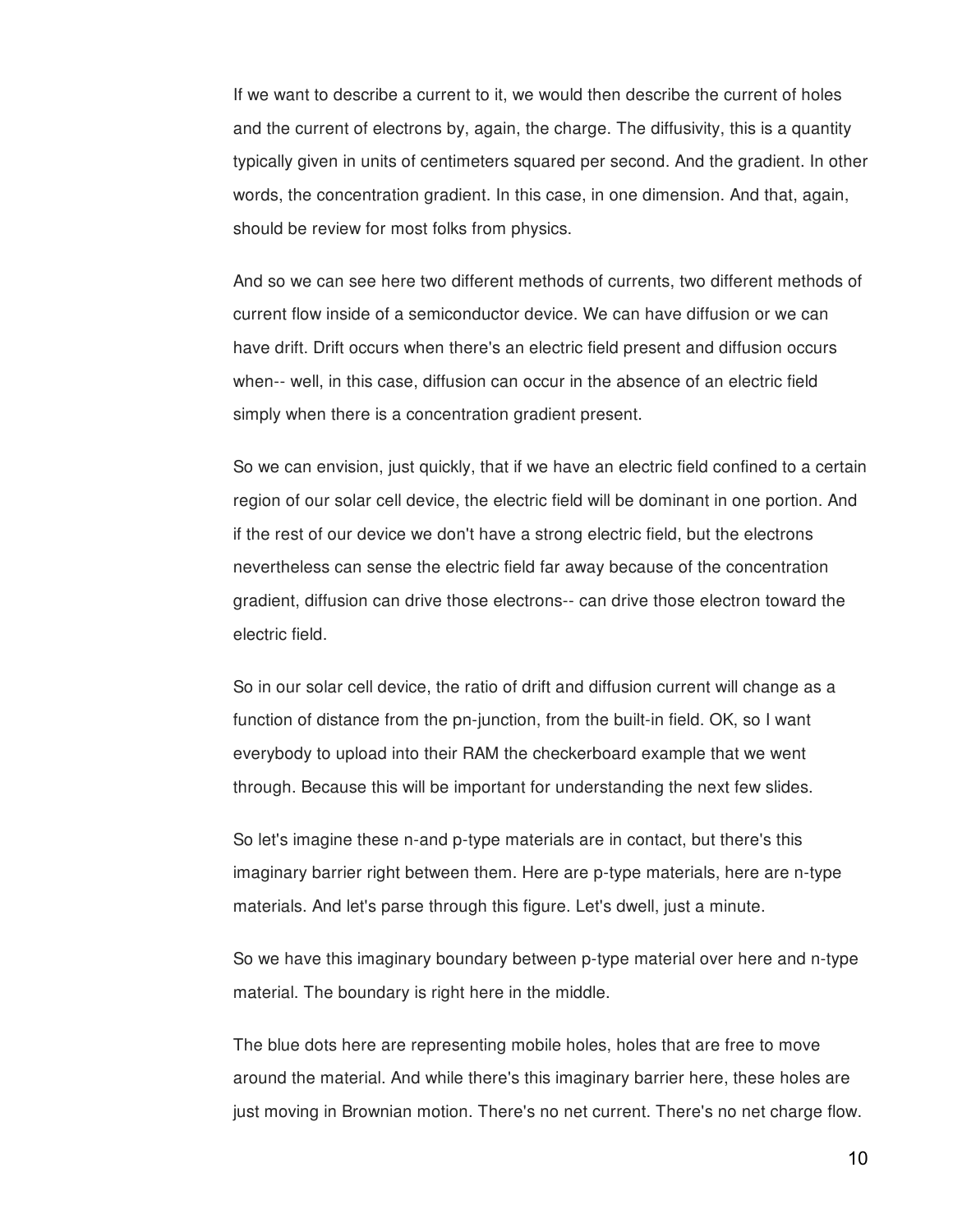If we want to describe a current to it, we would then describe the current of holes and the current of electrons by, again, the charge. The diffusivity, this is a quantity typically given in units of centimeters squared per second. And the gradient. In other words, the concentration gradient. In this case, in one dimension. And that, again, should be review for most folks from physics.

And so we can see here two different methods of currents, two different methods of current flow inside of a semiconductor device. We can have diffusion or we can have drift. Drift occurs when there's an electric field present and diffusion occurs when-- well, in this case, diffusion can occur in the absence of an electric field simply when there is a concentration gradient present.

So we can envision, just quickly, that if we have an electric field confined to a certain region of our solar cell device, the electric field will be dominant in one portion. And if the rest of our device we don't have a strong electric field, but the electrons nevertheless can sense the electric field far away because of the concentration gradient, diffusion can drive those electrons-- can drive those electron toward the electric field.

So in our solar cell device, the ratio of drift and diffusion current will change as a function of distance from the pn-junction, from the built-in field. OK, so I want everybody to upload into their RAM the checkerboard example that we went through. Because this will be important for understanding the next few slides.

So let's imagine these n-and p-type materials are in contact, but there's this imaginary barrier right between them. Here are p-type materials, here are n-type materials. And let's parse through this figure. Let's dwell, just a minute.

So we have this imaginary boundary between p-type material over here and n-type material. The boundary is right here in the middle.

The blue dots here are representing mobile holes, holes that are free to move around the material. And while there's this imaginary barrier here, these holes are just moving in Brownian motion. There's no net current. There's no net charge flow.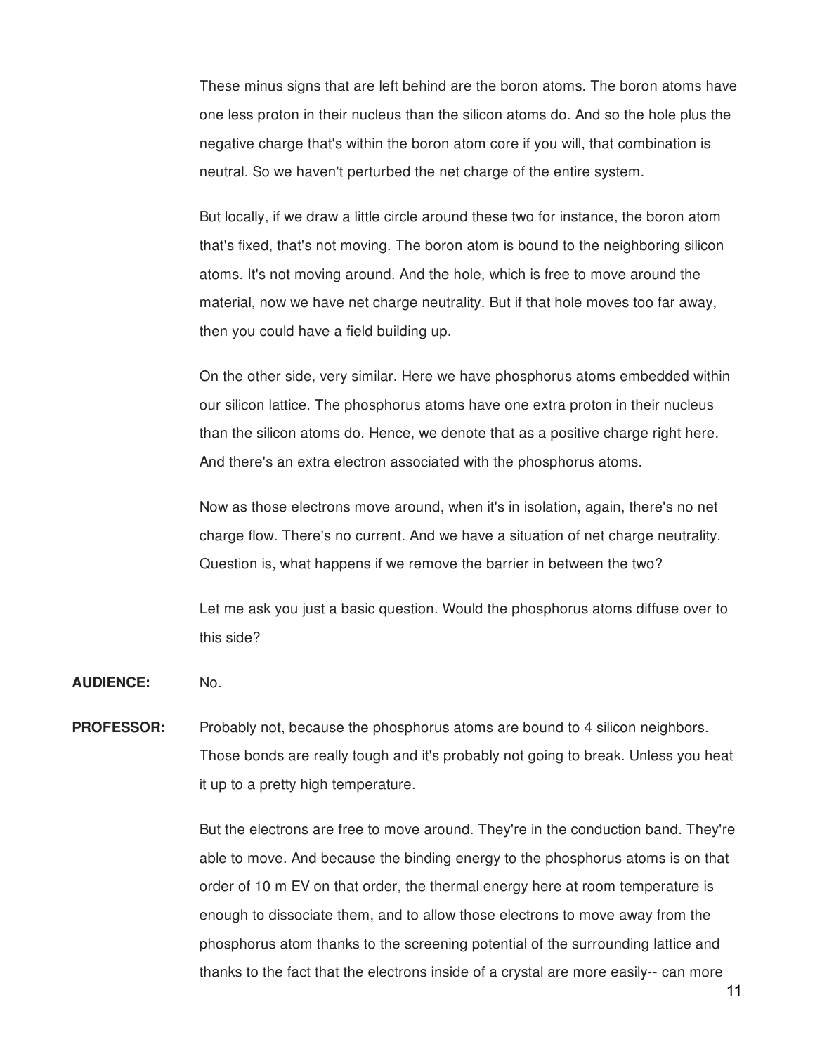These minus signs that are left behind are the boron atoms. The boron atoms have one less proton in their nucleus than the silicon atoms do. And so the hole plus the negative charge that's within the boron atom core if you will, that combination is neutral. So we haven't perturbed the net charge of the entire system.

But locally, if we draw a little circle around these two for instance, the boron atom that's fixed, that's not moving. The boron atom is bound to the neighboring silicon atoms. It's not moving around. And the hole, which is free to move around the material, now we have net charge neutrality. But if that hole moves too far away, then you could have a field building up.

On the other side, very similar. Here we have phosphorus atoms embedded within our silicon lattice. The phosphorus atoms have one extra proton in their nucleus than the silicon atoms do. Hence, we denote that as a positive charge right here. And there's an extra electron associated with the phosphorus atoms.

Now as those electrons move around, when it's in isolation, again, there's no net charge flow. There's no current. And we have a situation of net charge neutrality. Question is, what happens if we remove the barrier in between the two?

Let me ask you just a basic question. Would the phosphorus atoms diffuse over to this side?

**AUDIENCE:** No.

**PROFESSOR:** Probably not, because the phosphorus atoms are bound to 4 silicon neighbors. Those bonds are really tough and it's probably not going to break. Unless you heat it up to a pretty high temperature.

But the electrons are free to move around. They're in the conduction band. They're able to move. And because the binding energy to the phosphorus atoms is on that order of 10 m EV on that order, the thermal energy here at room temperature is enough to dissociate them, and to allow those electrons to move away from the phosphorus atom thanks to the screening potential of the surrounding lattice and thanks to the fact that the electrons inside of a crystal are more easily-- can more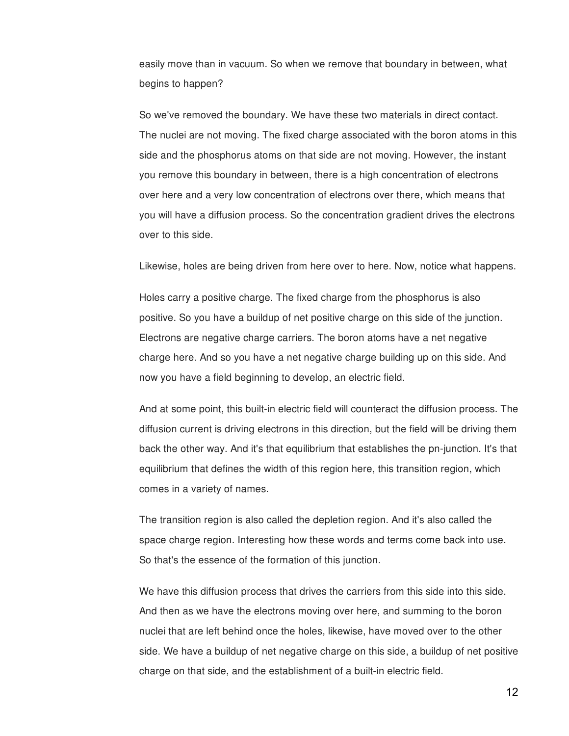easily move than in vacuum. So when we remove that boundary in between, what begins to happen?

So we've removed the boundary. We have these two materials in direct contact. The nuclei are not moving. The fixed charge associated with the boron atoms in this side and the phosphorus atoms on that side are not moving. However, the instant you remove this boundary in between, there is a high concentration of electrons over here and a very low concentration of electrons over there, which means that you will have a diffusion process. So the concentration gradient drives the electrons over to this side.

Likewise, holes are being driven from here over to here. Now, notice what happens.

Holes carry a positive charge. The fixed charge from the phosphorus is also positive. So you have a buildup of net positive charge on this side of the junction. Electrons are negative charge carriers. The boron atoms have a net negative charge here. And so you have a net negative charge building up on this side. And now you have a field beginning to develop, an electric field.

And at some point, this built-in electric field will counteract the diffusion process. The diffusion current is driving electrons in this direction, but the field will be driving them back the other way. And it's that equilibrium that establishes the pn-junction. It's that equilibrium that defines the width of this region here, this transition region, which comes in a variety of names.

The transition region is also called the depletion region. And it's also called the space charge region. Interesting how these words and terms come back into use. So that's the essence of the formation of this junction.

We have this diffusion process that drives the carriers from this side into this side. And then as we have the electrons moving over here, and summing to the boron nuclei that are left behind once the holes, likewise, have moved over to the other side. We have a buildup of net negative charge on this side, a buildup of net positive charge on that side, and the establishment of a built-in electric field.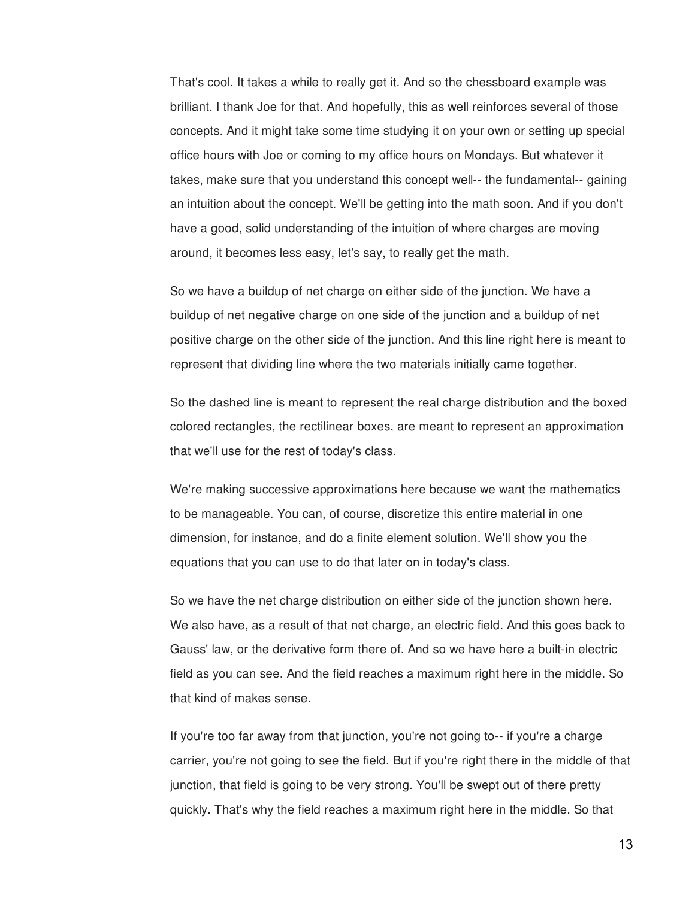That's cool. It takes a while to really get it. And so the chessboard example was brilliant. I thank Joe for that. And hopefully, this as well reinforces several of those concepts. And it might take some time studying it on your own or setting up special office hours with Joe or coming to my office hours on Mondays. But whatever it takes, make sure that you understand this concept well-- the fundamental-- gaining an intuition about the concept. We'll be getting into the math soon. And if you don't have a good, solid understanding of the intuition of where charges are moving around, it becomes less easy, let's say, to really get the math.

So we have a buildup of net charge on either side of the junction. We have a buildup of net negative charge on one side of the junction and a buildup of net positive charge on the other side of the junction. And this line right here is meant to represent that dividing line where the two materials initially came together.

So the dashed line is meant to represent the real charge distribution and the boxed colored rectangles, the rectilinear boxes, are meant to represent an approximation that we'll use for the rest of today's class.

We're making successive approximations here because we want the mathematics to be manageable. You can, of course, discretize this entire material in one dimension, for instance, and do a finite element solution. We'll show you the equations that you can use to do that later on in today's class.

So we have the net charge distribution on either side of the junction shown here. We also have, as a result of that net charge, an electric field. And this goes back to Gauss' law, or the derivative form there of. And so we have here a built-in electric field as you can see. And the field reaches a maximum right here in the middle. So that kind of makes sense.

If you're too far away from that junction, you're not going to-- if you're a charge carrier, you're not going to see the field. But if you're right there in the middle of that junction, that field is going to be very strong. You'll be swept out of there pretty quickly. That's why the field reaches a maximum right here in the middle. So that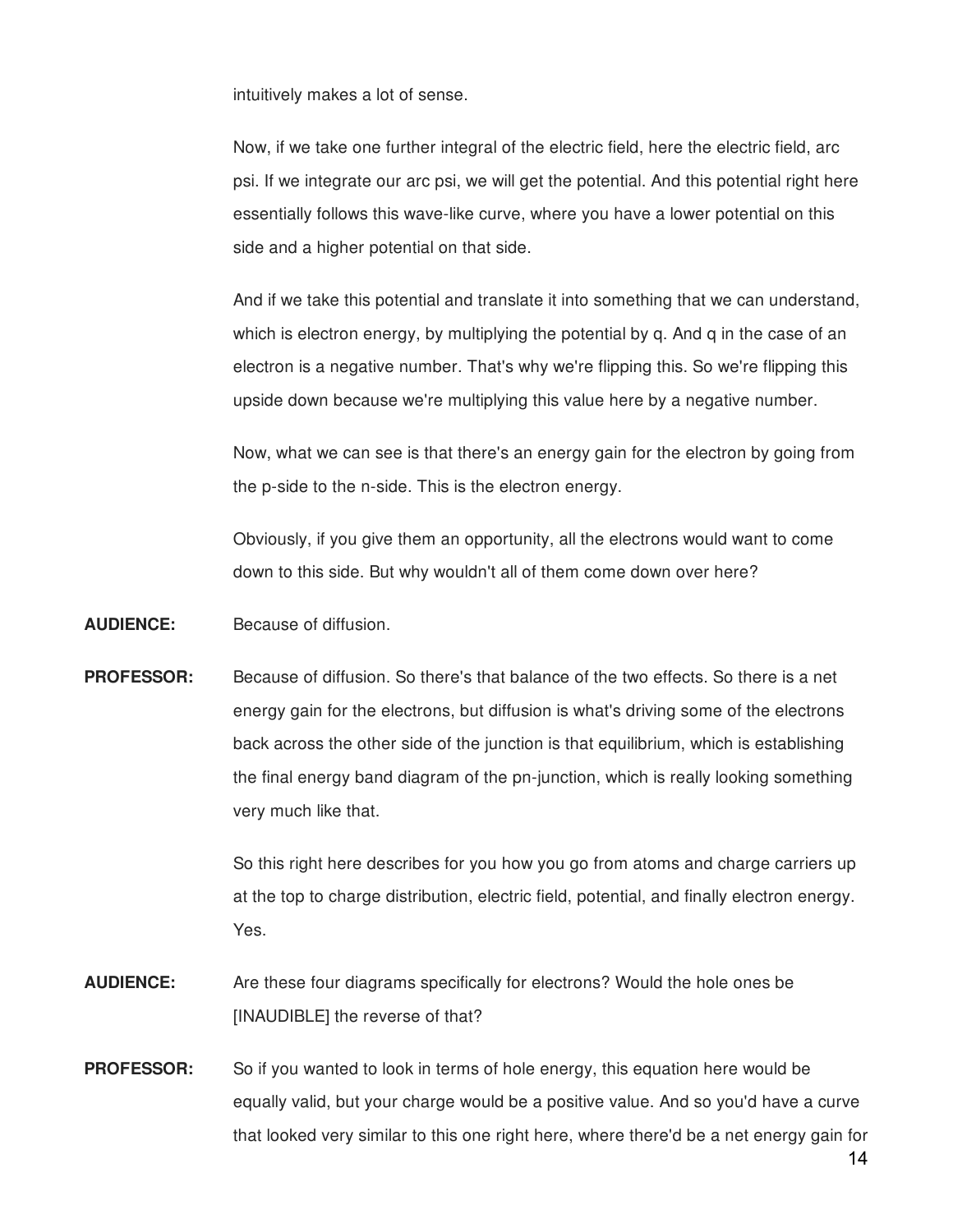intuitively makes a lot of sense.

Now, if we take one further integral of the electric field, here the electric field, arc psi. If we integrate our arc psi, we will get the potential. And this potential right here essentially follows this wave-like curve, where you have a lower potential on this side and a higher potential on that side.

And if we take this potential and translate it into something that we can understand, which is electron energy, by multiplying the potential by q. And q in the case of an electron is a negative number. That's why we're flipping this. So we're flipping this upside down because we're multiplying this value here by a negative number.

Now, what we can see is that there's an energy gain for the electron by going from the p-side to the n-side. This is the electron energy.

Obviously, if you give them an opportunity, all the electrons would want to come down to this side. But why wouldn't all of them come down over here?

**AUDIENCE:** Because of diffusion.

**PROFESSOR:** Because of diffusion. So there's that balance of the two effects. So there is a net energy gain for the electrons, but diffusion is what's driving some of the electrons back across the other side of the junction is that equilibrium, which is establishing the final energy band diagram of the pn-junction, which is really looking something very much like that.

So this right here describes for you how you go from atoms and charge carriers up at the top to charge distribution, electric field, potential, and finally electron energy. Yes.

**AUDIENCE:** Are these four diagrams specifically for electrons? Would the hole ones be [INAUDIBLE] the reverse of that?

**PROFESSOR:** So if you wanted to look in terms of hole energy, this equation here would be equally valid, but your charge would be a positive value. And so you'd have a curve that looked very similar to this one right here, where there'd be a net energy gain for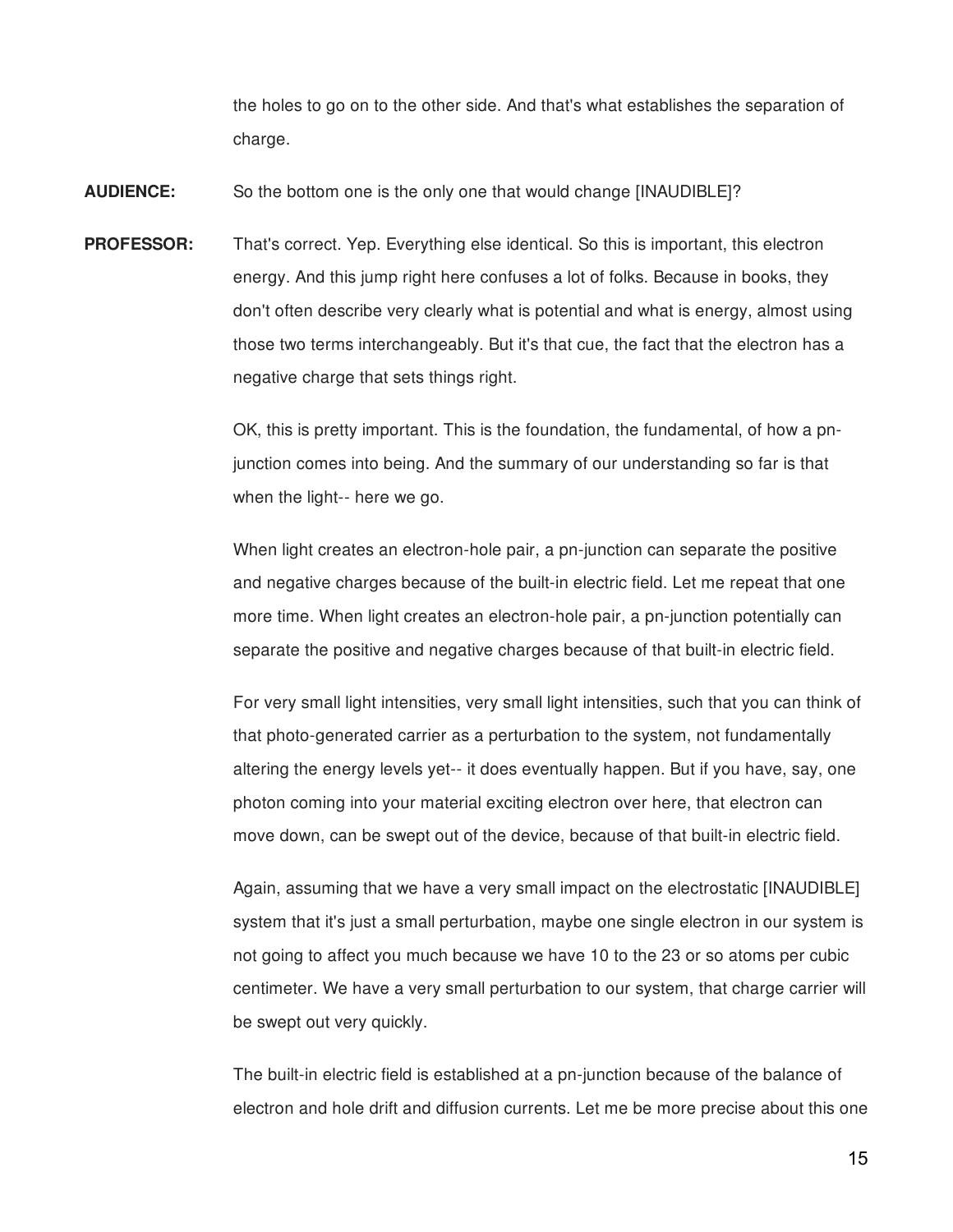the holes to go on to the other side. And that's what establishes the separation of charge.

**AUDIENCE:** So the bottom one is the only one that would change [INAUDIBLE]?

**PROFESSOR:** That's correct. Yep. Everything else identical. So this is important, this electron energy. And this jump right here confuses a lot of folks. Because in books, they don't often describe very clearly what is potential and what is energy, almost using those two terms interchangeably. But it's that cue, the fact that the electron has a negative charge that sets things right.

OK, this is pretty important. This is the foundation, the fundamental, of how a pn-junction comes into being. And the summary of our understanding so far is that when the light-- here we go.

When light creates an electron-hole pair, a pn-junction can separate the positive and negative charges because of the built-in electric field. Let me repeat that one more time. When light creates an electron-hole pair, a pn-junction potentially can separate the positive and negative charges because of that built-in electric field.

For very small light intensities, very small light intensities, such that you can think of that photo-generated carrier as a perturbation to the system, not fundamentally altering the energy levels yet-- it does eventually happen. But if you have, say, one photon coming into your material exciting electron over here, that electron can move down, can be swept out of the device, because of that built-in electric field.

Again, assuming that we have a very small impact on the electrostatic [INAUDIBLE] system that it's just a small perturbation, maybe one single electron in our system is not going to affect you much because we have 10 to the 23 or so atoms per cubic centimeter. We have a very small perturbation to our system, that charge carrier will be swept out very quickly.

The built-in electric field is established at a pn-junction because of the balance of electron and hole drift and diffusion currents. Let me be more precise about this one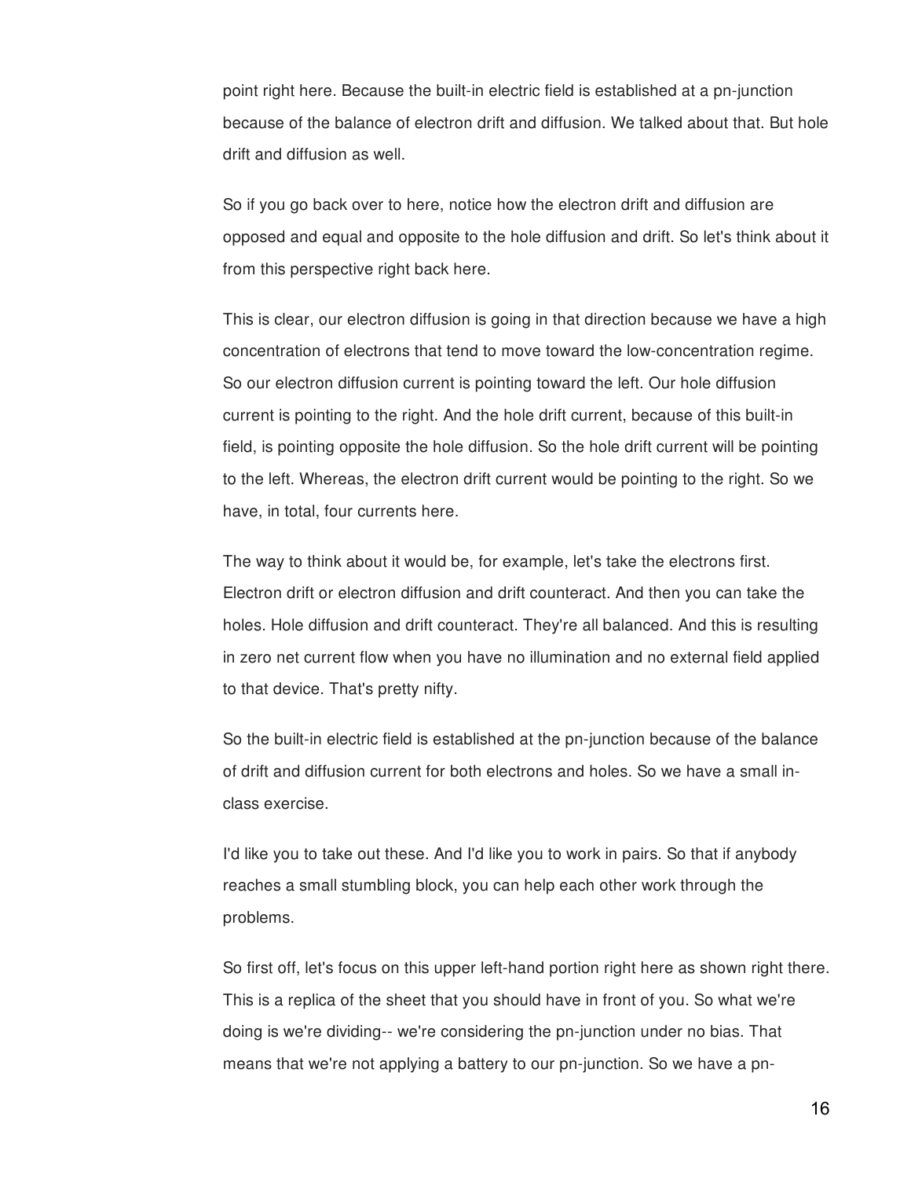point right here. Because the built-in electric field is established at a pn-junction because of the balance of electron drift and diffusion. We talked about that. But hole drift and diffusion as well.

So if you go back over to here, notice how the electron drift and diffusion are opposed and equal and opposite to the hole diffusion and drift. So let's think about it from this perspective right back here.

This is clear, our electron diffusion is going in that direction because we have a high concentration of electrons that tend to move toward the low-concentration regime. So our electron diffusion current is pointing toward the left. Our hole diffusion current is pointing to the right. And the hole drift current, because of this built-in field, is pointing opposite the hole diffusion. So the hole drift current will be pointing to the left. Whereas, the electron drift current would be pointing to the right. So we have, in total, four currents here.

The way to think about it would be, for example, let's take the electrons first. Electron drift or electron diffusion and drift counteract. And then you can take the holes. Hole diffusion and drift counteract. They're all balanced. And this is resulting in zero net current flow when you have no illumination and no external field applied to that device. That's pretty nifty.

So the built-in electric field is established at the pn-junction because of the balance of drift and diffusion current for both electrons and holes. So we have a small in-class exercise.

I'd like you to take out these. And I'd like you to work in pairs. So that if anybody reaches a small stumbling block, you can help each other work through the problems.

So first off, let's focus on this upper left-hand portion right here as shown right there. This is a replica of the sheet that you should have in front of you. So what we're doing is we're dividing-- we're considering the pn-junction under no bias. That means that we're not applying a battery to our pn-junction. So we have a pn-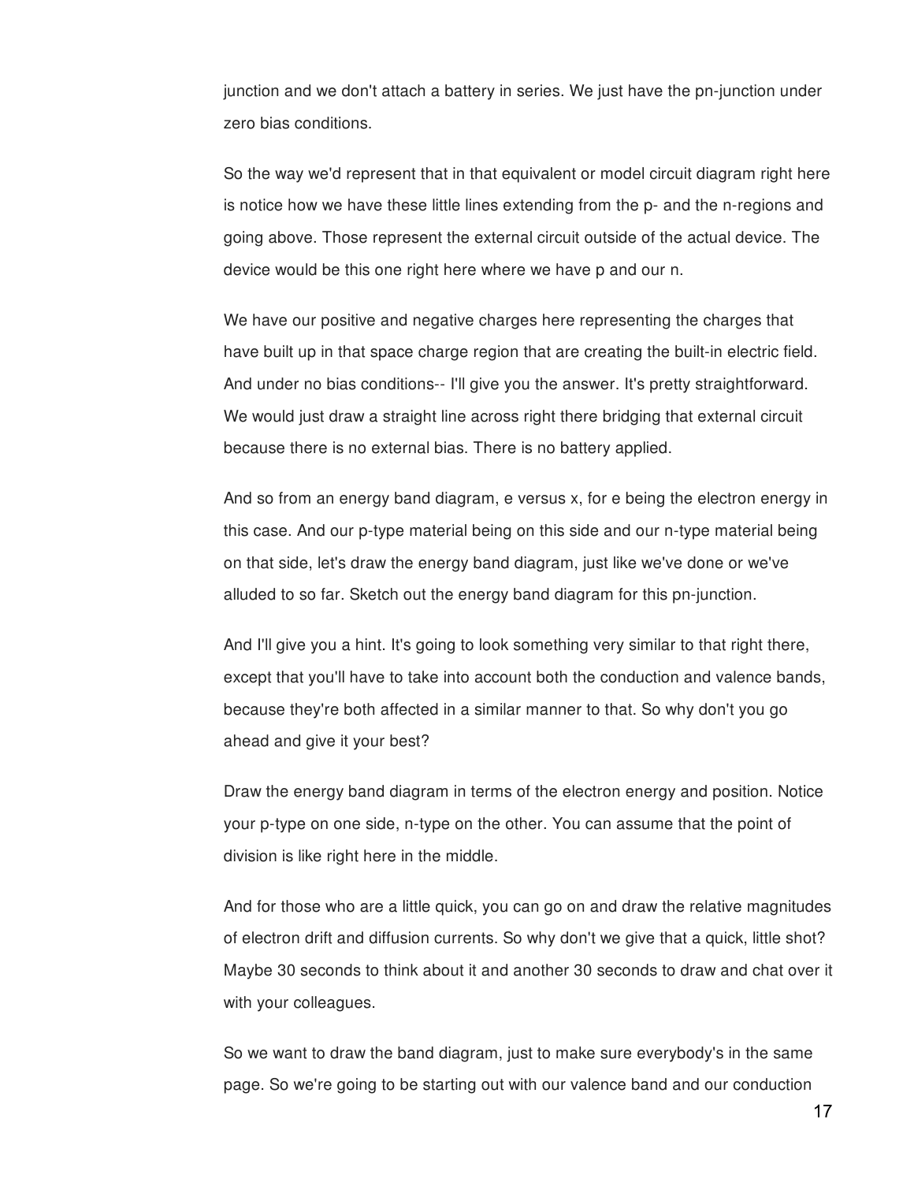junction and we don't attach a battery in series. We just have the pn-junction under zero bias conditions.

So the way we'd represent that in that equivalent or model circuit diagram right here is notice how we have these little lines extending from the p- and the n-regions and going above. Those represent the external circuit outside of the actual device. The device would be this one right here where we have p and our n.

We have our positive and negative charges here representing the charges that have built up in that space charge region that are creating the built-in electric field. And under no bias conditions-- I'll give you the answer. It's pretty straightforward. We would just draw a straight line across right there bridging that external circuit because there is no external bias. There is no battery applied.

And so from an energy band diagram, e versus x, for e being the electron energy in this case. And our p-type material being on this side and our n-type material being on that side, let's draw the energy band diagram, just like we've done or we've alluded to so far. Sketch out the energy band diagram for this pn-junction.

And I'll give you a hint. It's going to look something very similar to that right there, except that you'll have to take into account both the conduction and valence bands, because they're both affected in a similar manner to that. So why don't you go ahead and give it your best?

Draw the energy band diagram in terms of the electron energy and position. Notice your p-type on one side, n-type on the other. You can assume that the point of division is like right here in the middle.

And for those who are a little quick, you can go on and draw the relative magnitudes of electron drift and diffusion currents. So why don't we give that a quick, little shot? Maybe 30 seconds to think about it and another 30 seconds to draw and chat over it with your colleagues.

So we want to draw the band diagram, just to make sure everybody's in the same page. So we're going to be starting out with our valence band and our conduction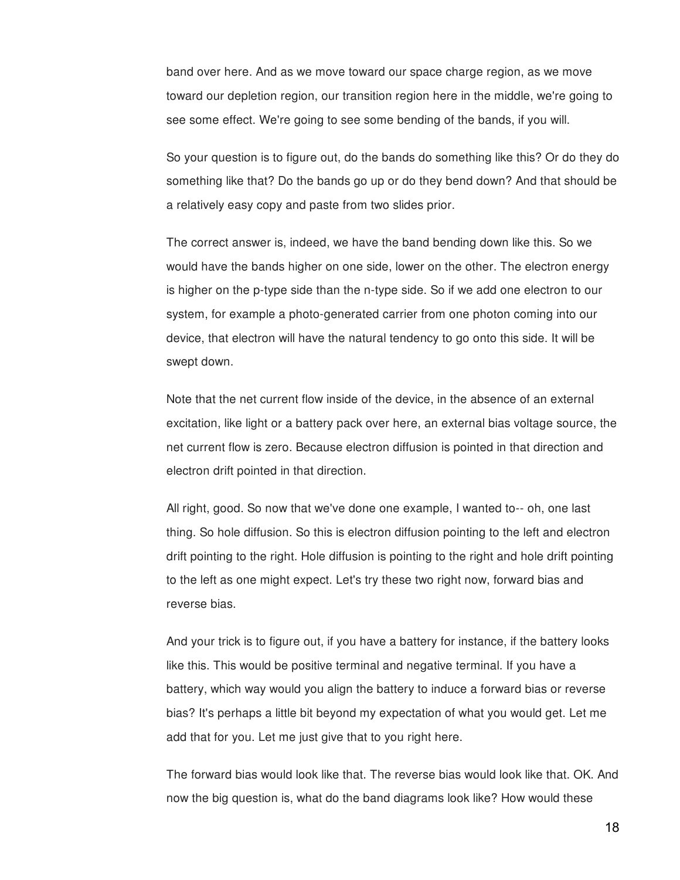band over here. And as we move toward our space charge region, as we move toward our depletion region, our transition region here in the middle, we're going to see some effect. We're going to see some bending of the bands, if you will.

So your question is to figure out, do the bands do something like this? Or do they do something like that? Do the bands go up or do they bend down? And that should be a relatively easy copy and paste from two slides prior.

The correct answer is, indeed, we have the band bending down like this. So we would have the bands higher on one side, lower on the other. The electron energy is higher on the p-type side than the n-type side. So if we add one electron to our system, for example a photo-generated carrier from one photon coming into our device, that electron will have the natural tendency to go onto this side. It will be swept down.

Note that the net current flow inside of the device, in the absence of an external excitation, like light or a battery pack over here, an external bias voltage source, the net current flow is zero. Because electron diffusion is pointed in that direction and electron drift pointed in that direction.

All right, good. So now that we've done one example, I wanted to-- oh, one last thing. So hole diffusion. So this is electron diffusion pointing to the left and electron drift pointing to the right. Hole diffusion is pointing to the right and hole drift pointing to the left as one might expect. Let's try these two right now, forward bias and reverse bias.

And your trick is to figure out, if you have a battery for instance, if the battery looks like this. This would be positive terminal and negative terminal. If you have a battery, which way would you align the battery to induce a forward bias or reverse bias? It's perhaps a little bit beyond my expectation of what you would get. Let me add that for you. Let me just give that to you right here.

The forward bias would look like that. The reverse bias would look like that. OK. And now the big question is, what do the band diagrams look like? How would these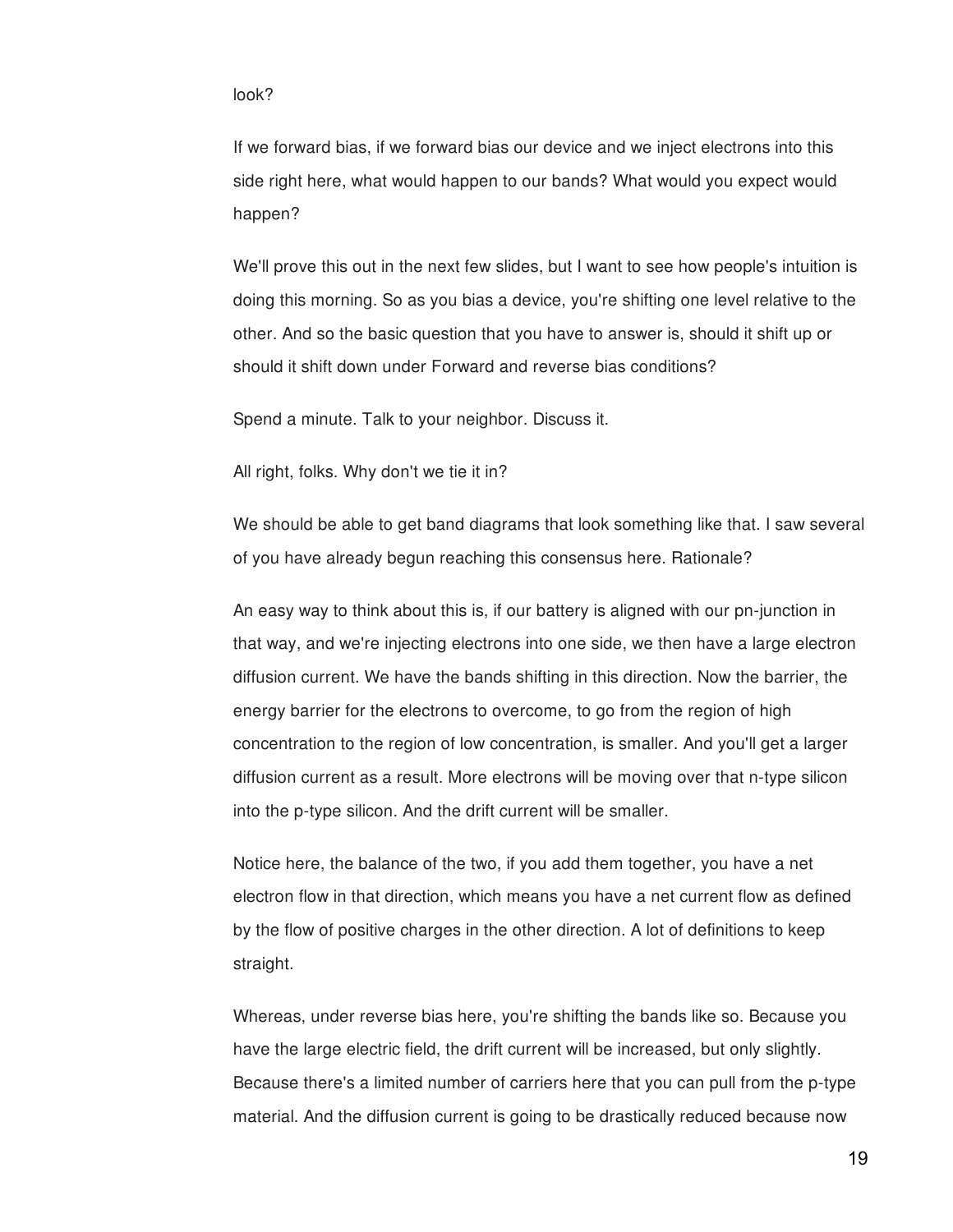look?

If we forward bias, if we forward bias our device and we inject electrons into this side right here, what would happen to our bands? What would you expect would happen?

We'll prove this out in the next few slides, but I want to see how people's intuition is doing this morning. So as you bias a device, you're shifting one level relative to the other. And so the basic question that you have to answer is, should it shift up or should it shift down under Forward and reverse bias conditions?

Spend a minute. Talk to your neighbor. Discuss it.

All right, folks. Why don't we tie it in?

We should be able to get band diagrams that look something like that. I saw several of you have already begun reaching this consensus here. Rationale?

An easy way to think about this is, if our battery is aligned with our pn-junction in that way, and we're injecting electrons into one side, we then have a large electron diffusion current. We have the bands shifting in this direction. Now the barrier, the energy barrier for the electrons to overcome, to go from the region of high concentration to the region of low concentration, is smaller. And you'll get a larger diffusion current as a result. More electrons will be moving over that n-type silicon into the p-type silicon. And the drift current will be smaller.

Notice here, the balance of the two, if you add them together, you have a net electron flow in that direction, which means you have a net current flow as defined by the flow of positive charges in the other direction. A lot of definitions to keep straight.

Whereas, under reverse bias here, you're shifting the bands like so. Because you have the large electric field, the drift current will be increased, but only slightly. Because there's a limited number of carriers here that you can pull from the p-type material. And the diffusion current is going to be drastically reduced because now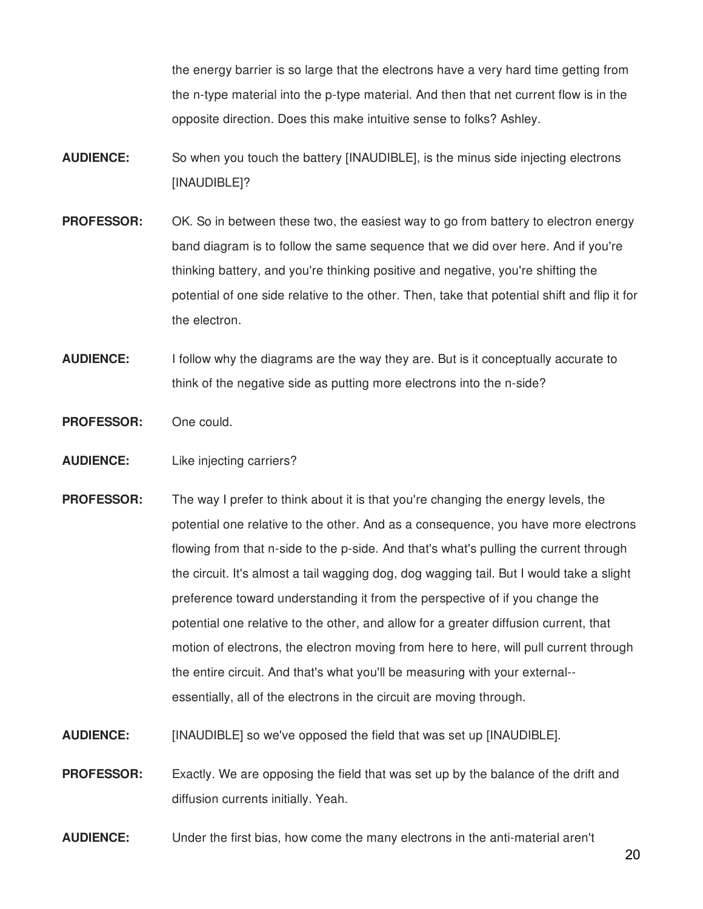the energy barrier is so large that the electrons have a very hard time getting from the n-type material into the p-type material. And then that net current flow is in the opposite direction. Does this make intuitive sense to folks? Ashley.

**AUDIENCE:** So when you touch the battery [INAUDIBLE], is the minus side injecting electrons [INAUDIBLE]?

**PROFESSOR:** OK. So in between these two, the easiest way to go from battery to electron energy band diagram is to follow the same sequence that we did over here. And if you're thinking battery, and you're thinking positive and negative, you're shifting the potential of one side relative to the other. Then, take that potential shift and flip it for the electron.

**AUDIENCE:** I follow why the diagrams are the way they are. But is it conceptually accurate to think of the negative side as putting more electrons into the n-side?

**PROFESSOR:** One could.

**AUDIENCE:** Like injecting carriers?

**PROFESSOR:** The way I prefer to think about it is that you're changing the energy levels, the potential one relative to the other. And as a consequence, you have more electrons flowing from that n-side to the p-side. And that's what's pulling the current through the circuit. It's almost a tail wagging dog, dog wagging tail. But I would take a slight preference toward understanding it from the perspective of if you change the potential one relative to the other, and allow for a greater diffusion current, that motion of electrons, the electron moving from here to here, will pull current through the entire circuit. And that's what you'll be measuring with your external-- essentially, all of the electrons in the circuit are moving through.

**AUDIENCE:** [INAUDIBLE] so we've opposed the field that was set up [INAUDIBLE].

**PROFESSOR:** Exactly. We are opposing the field that was set up by the balance of the drift and diffusion currents initially. Yeah.

**AUDIENCE:** Under the first bias, how come the many electrons in the anti-material aren't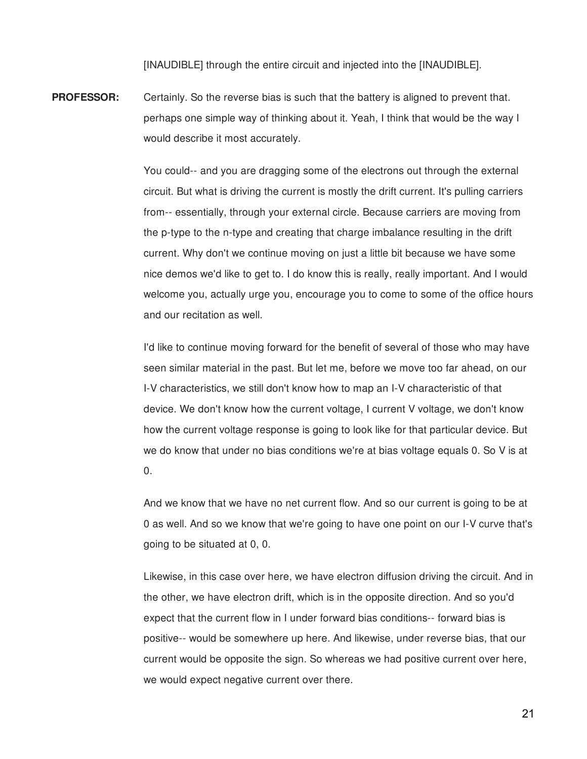[INAUDIBLE] through the entire circuit and injected into the [INAUDIBLE].

**PROFESSOR:** Certainly. So the reverse bias is such that the battery is aligned to prevent that. perhaps one simple way of thinking about it. Yeah, I think that would be the way I would describe it most accurately.

You could-- and you are dragging some of the electrons out through the external circuit. But what is driving the current is mostly the drift current. It's pulling carriers from-- essentially, through your external circle. Because carriers are moving from the p-type to the n-type and creating that charge imbalance resulting in the drift current. Why don't we continue moving on just a little bit because we have some nice demos we'd like to get to. I do know this is really, really important. And I would welcome you, actually urge you, encourage you to come to some of the office hours and our recitation as well.

I'd like to continue moving forward for the benefit of several of those who may have seen similar material in the past. But let me, before we move too far ahead, on our I-V characteristics, we still don't know how to map an I-V characteristic of that device. We don't know how the current voltage, I current V voltage, we don't know how the current voltage response is going to look like for that particular device. But we do know that under no bias conditions we're at bias voltage equals 0. So V is at 0.

And we know that we have no net current flow. And so our current is going to be at 0 as well. And so we know that we're going to have one point on our I-V curve that's going to be situated at 0, 0.

Likewise, in this case over here, we have electron diffusion driving the circuit. And in the other, we have electron drift, which is in the opposite direction. And so you'd expect that the current flow in I under forward bias conditions-- forward bias is positive-- would be somewhere up here. And likewise, under reverse bias, that our current would be opposite the sign. So whereas we had positive current over here, we would expect negative current over there.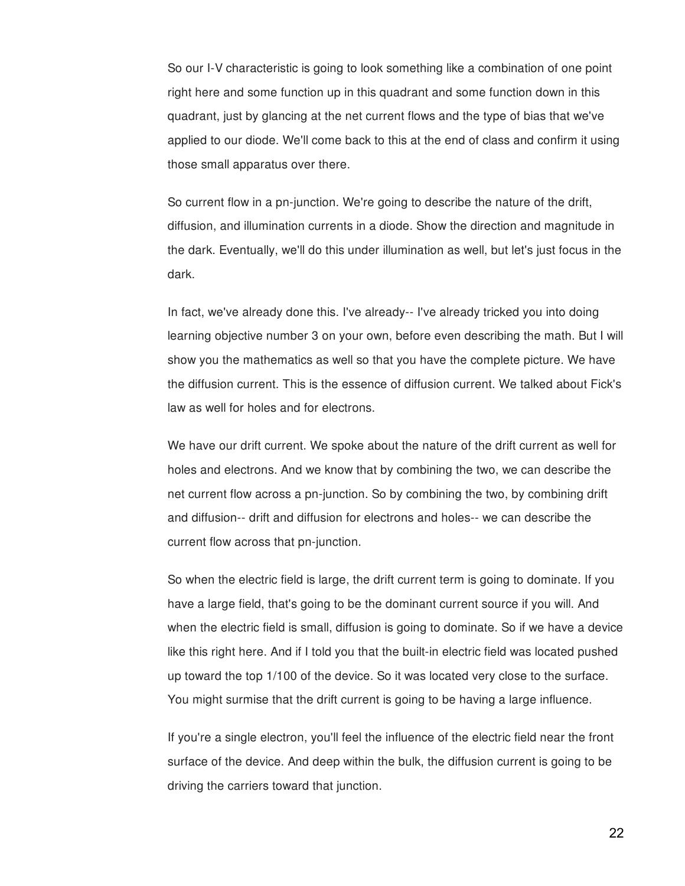So our I-V characteristic is going to look something like a combination of one point right here and some function up in this quadrant and some function down in this quadrant, just by glancing at the net current flows and the type of bias that we've applied to our diode. We'll come back to this at the end of class and confirm it using those small apparatus over there.

So current flow in a pn-junction. We're going to describe the nature of the drift, diffusion, and illumination currents in a diode. Show the direction and magnitude in the dark. Eventually, we'll do this under illumination as well, but let's just focus in the dark.

In fact, we've already done this. I've already-- I've already tricked you into doing learning objective number 3 on your own, before even describing the math. But I will show you the mathematics as well so that you have the complete picture. We have the diffusion current. This is the essence of diffusion current. We talked about Fick's law as well for holes and for electrons.

We have our drift current. We spoke about the nature of the drift current as well for holes and electrons. And we know that by combining the two, we can describe the net current flow across a pn-junction. So by combining the two, by combining drift and diffusion-- drift and diffusion for electrons and holes-- we can describe the current flow across that pn-junction.

So when the electric field is large, the drift current term is going to dominate. If you have a large field, that's going to be the dominant current source if you will. And when the electric field is small, diffusion is going to dominate. So if we have a device like this right here. And if I told you that the built-in electric field was located pushed up toward the top 1/100 of the device. So it was located very close to the surface. You might surmise that the drift current is going to be having a large influence.

If you're a single electron, you'll feel the influence of the electric field near the front surface of the device. And deep within the bulk, the diffusion current is going to be driving the carriers toward that junction.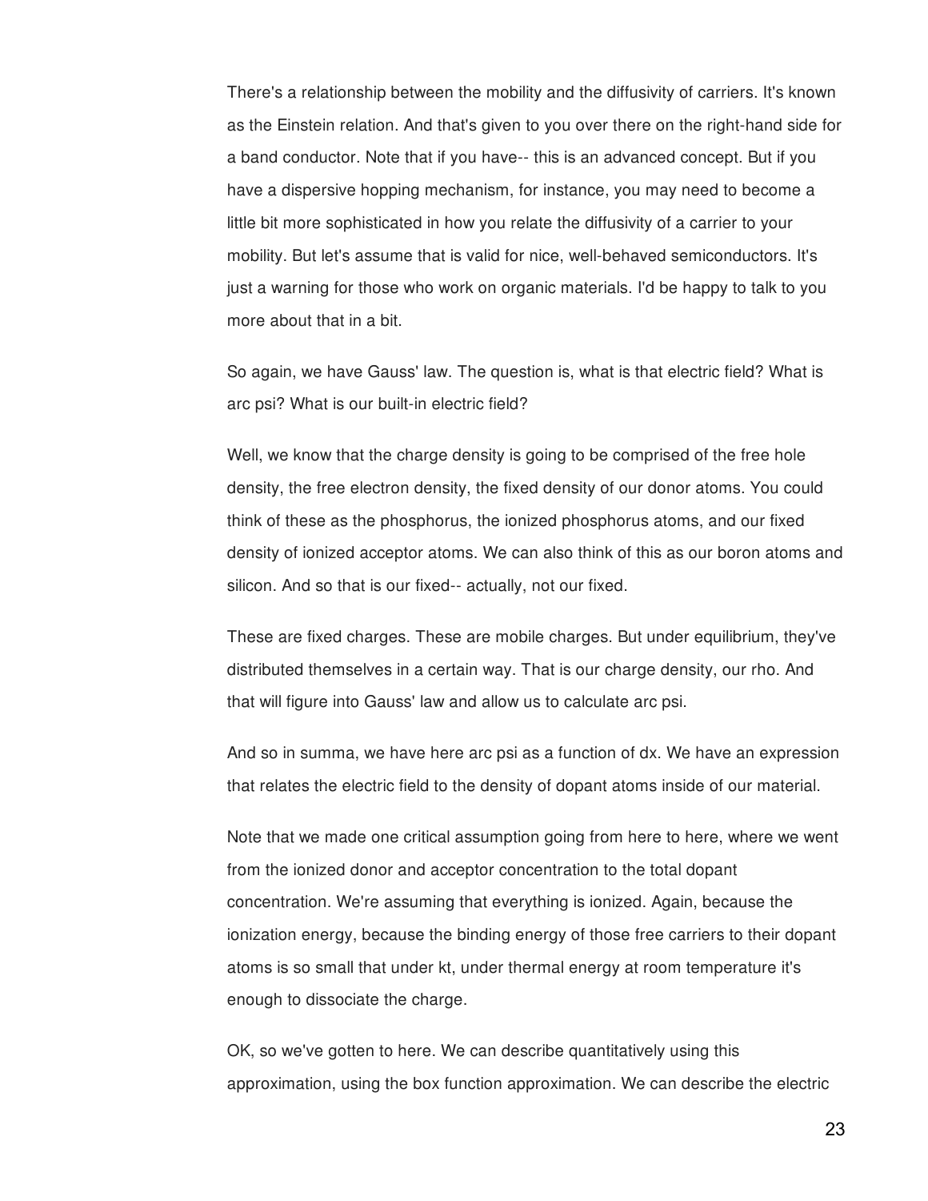There's a relationship between the mobility and the diffusivity of carriers. It's known as the Einstein relation. And that's given to you over there on the right-hand side for a band conductor. Note that if you have-- this is an advanced concept. But if you have a dispersive hopping mechanism, for instance, you may need to become a little bit more sophisticated in how you relate the diffusivity of a carrier to your mobility. But let's assume that is valid for nice, well-behaved semiconductors. It's just a warning for those who work on organic materials. I'd be happy to talk to you more about that in a bit.

So again, we have Gauss' law. The question is, what is that electric field? What is arc psi? What is our built-in electric field?

Well, we know that the charge density is going to be comprised of the free hole density, the free electron density, the fixed density of our donor atoms. You could think of these as the phosphorus, the ionized phosphorus atoms, and our fixed density of ionized acceptor atoms. We can also think of this as our boron atoms and silicon. And so that is our fixed-- actually, not our fixed.

These are fixed charges. These are mobile charges. But under equilibrium, they've distributed themselves in a certain way. That is our charge density, our rho. And that will figure into Gauss' law and allow us to calculate arc psi.

And so in summa, we have here arc psi as a function of dx. We have an expression that relates the electric field to the density of dopant atoms inside of our material.

Note that we made one critical assumption going from here to here, where we went from the ionized donor and acceptor concentration to the total dopant concentration. We're assuming that everything is ionized. Again, because the ionization energy, because the binding energy of those free carriers to their dopant atoms is so small that under kt, under thermal energy at room temperature it's enough to dissociate the charge.

OK, so we've gotten to here. We can describe quantitatively using this approximation, using the box function approximation. We can describe the electric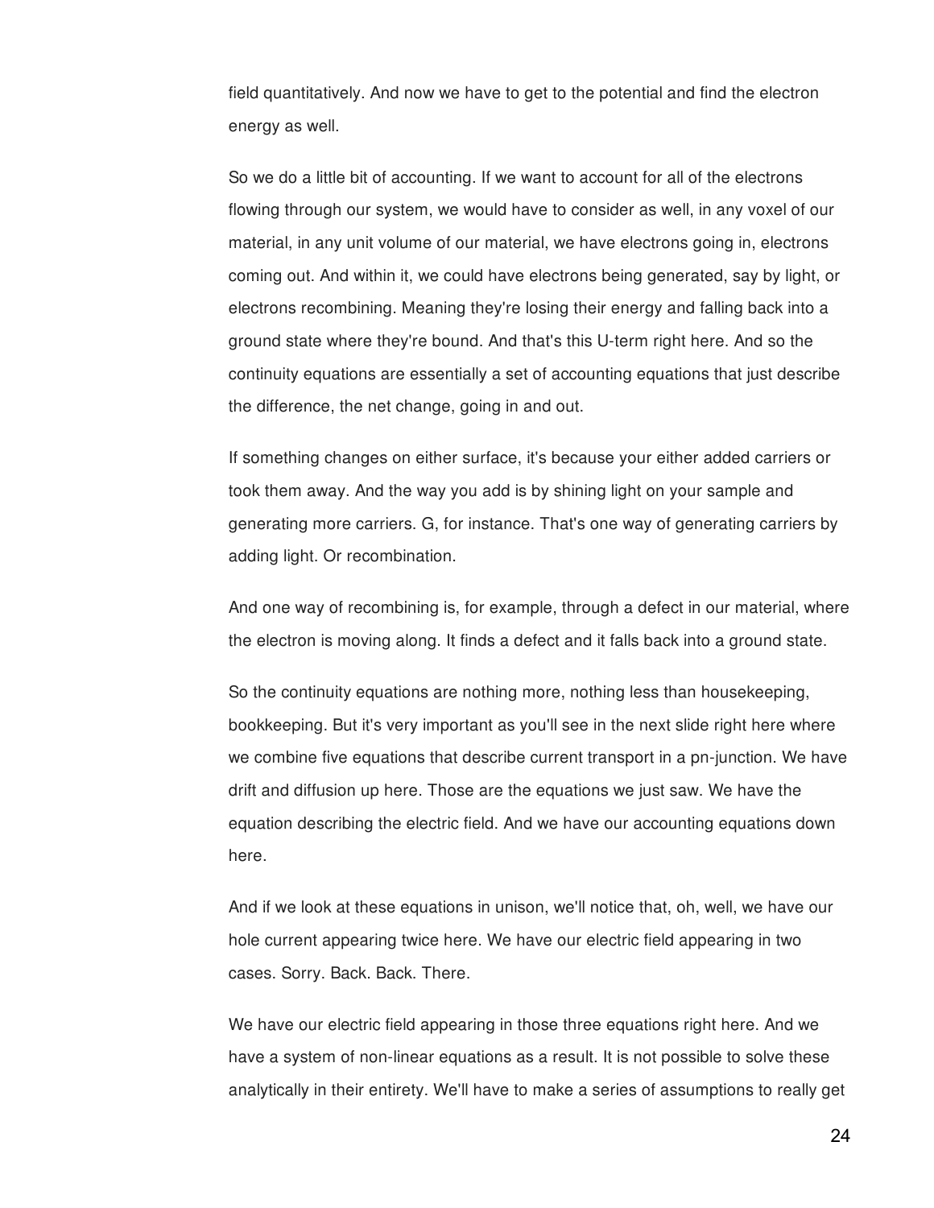field quantitatively. And now we have to get to the potential and find the electron energy as well.

So we do a little bit of accounting. If we want to account for all of the electrons flowing through our system, we would have to consider as well, in any voxel of our material, in any unit volume of our material, we have electrons going in, electrons coming out. And within it, we could have electrons being generated, say by light, or electrons recombining. Meaning they're losing their energy and falling back into a ground state where they're bound. And that's this U-term right here. And so the continuity equations are essentially a set of accounting equations that just describe the difference, the net change, going in and out.

If something changes on either surface, it's because your either added carriers or took them away. And the way you add is by shining light on your sample and generating more carriers. G, for instance. That's one way of generating carriers by adding light. Or recombination.

And one way of recombining is, for example, through a defect in our material, where the electron is moving along. It finds a defect and it falls back into a ground state.

So the continuity equations are nothing more, nothing less than housekeeping, bookkeeping. But it's very important as you'll see in the next slide right here where we combine five equations that describe current transport in a pn-junction. We have drift and diffusion up here. Those are the equations we just saw. We have the equation describing the electric field. And we have our accounting equations down here.

And if we look at these equations in unison, we'll notice that, oh, well, we have our hole current appearing twice here. We have our electric field appearing in two cases. Sorry. Back. Back. There.

We have our electric field appearing in those three equations right here. And we have a system of non-linear equations as a result. It is not possible to solve these analytically in their entirety. We'll have to make a series of assumptions to really get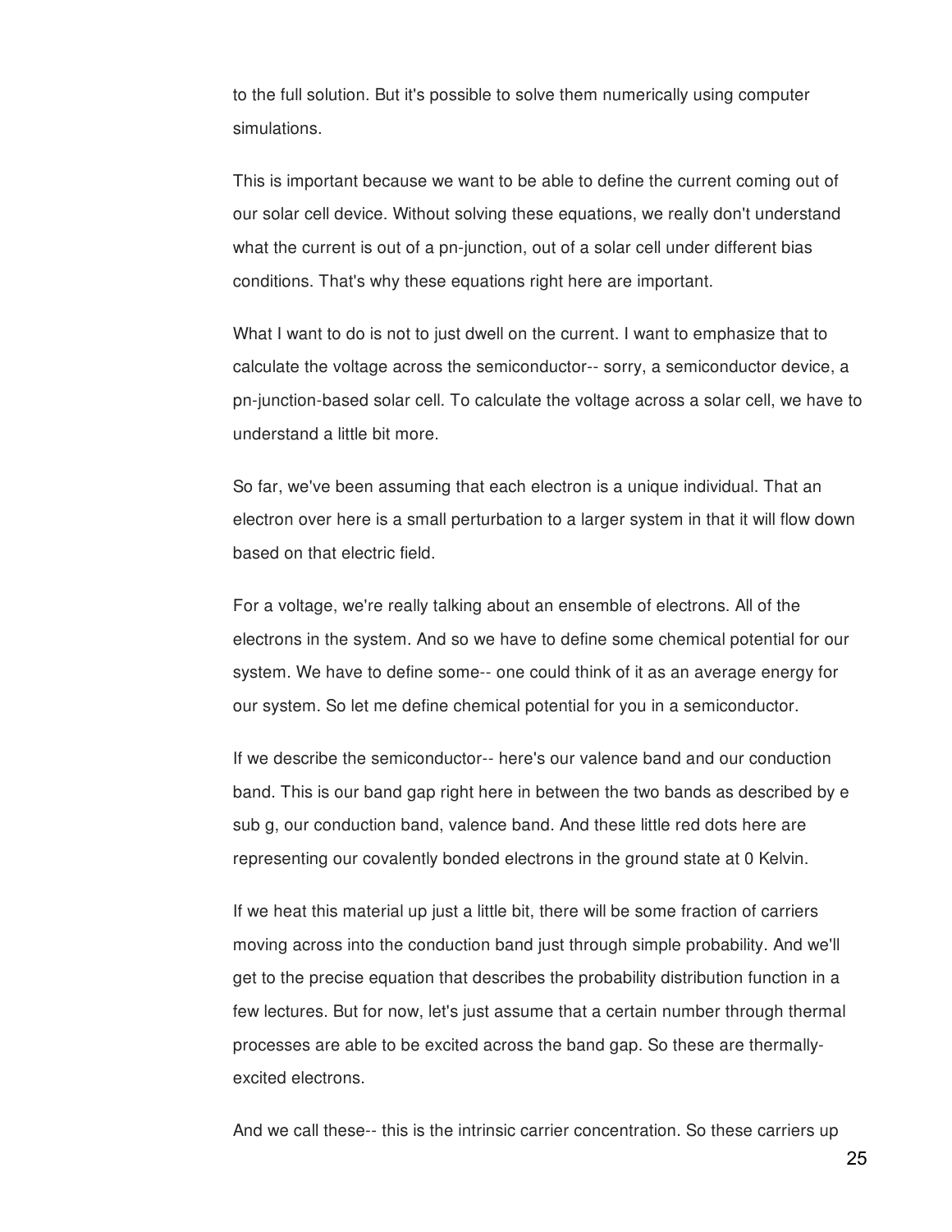to the full solution. But it's possible to solve them numerically using computer simulations.

This is important because we want to be able to define the current coming out of our solar cell device. Without solving these equations, we really don't understand what the current is out of a pn-junction, out of a solar cell under different bias conditions. That's why these equations right here are important.

What I want to do is not to just dwell on the current. I want to emphasize that to calculate the voltage across the semiconductor-- sorry, a semiconductor device, a pn-junction-based solar cell. To calculate the voltage across a solar cell, we have to understand a little bit more.

So far, we've been assuming that each electron is a unique individual. That an electron over here is a small perturbation to a larger system in that it will flow down based on that electric field.

For a voltage, we're really talking about an ensemble of electrons. All of the electrons in the system. And so we have to define some chemical potential for our system. We have to define some-- one could think of it as an average energy for our system. So let me define chemical potential for you in a semiconductor.

If we describe the semiconductor-- here's our valence band and our conduction band. This is our band gap right here in between the two bands as described by e sub g, our conduction band, valence band. And these little red dots here are representing our covalently bonded electrons in the ground state at 0 Kelvin.

If we heat this material up just a little bit, there will be some fraction of carriers moving across into the conduction band just through simple probability. And we'll get to the precise equation that describes the probability distribution function in a few lectures. But for now, let's just assume that a certain number through thermal processes are able to be excited across the band gap. So these are thermally-excited electrons.

And we call these-- this is the intrinsic carrier concentration. So these carriers up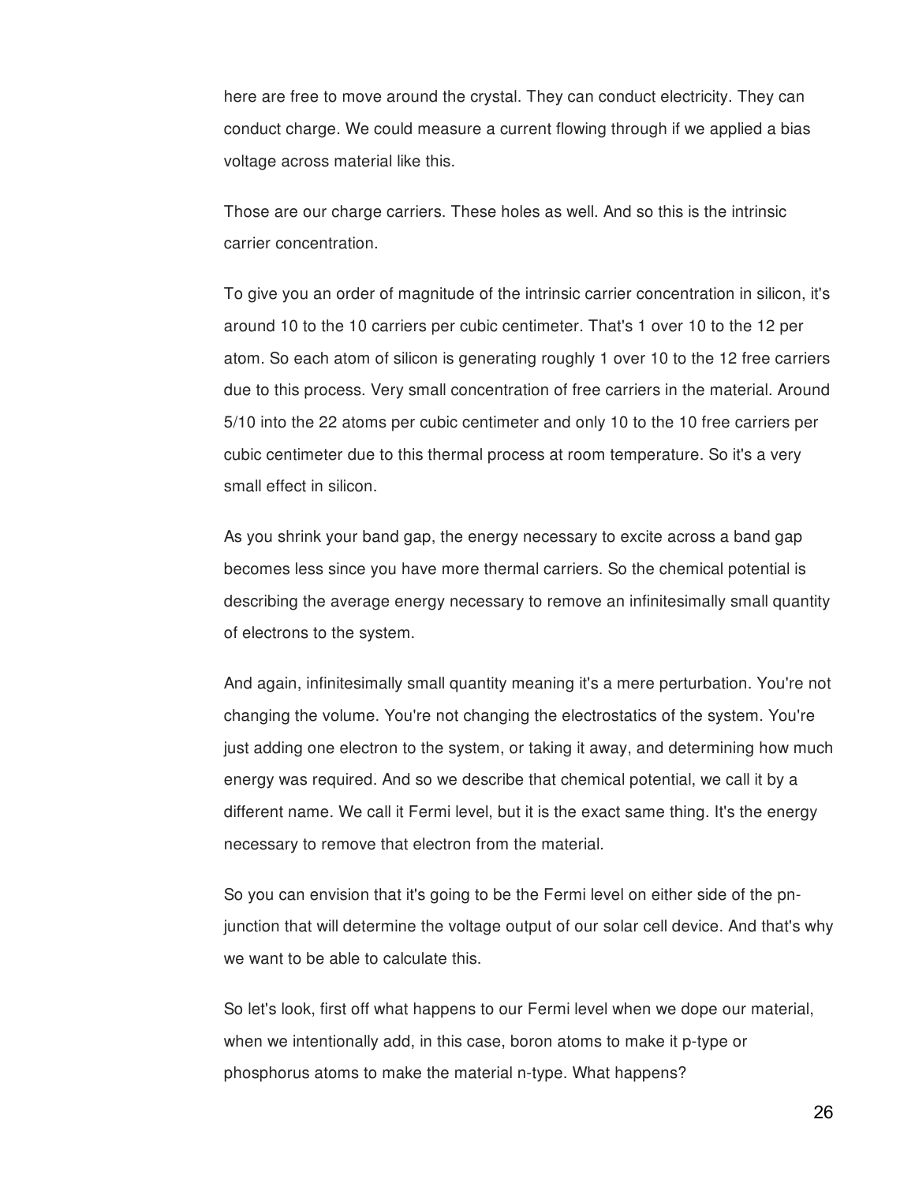here are free to move around the crystal. They can conduct electricity. They can conduct charge. We could measure a current flowing through if we applied a bias voltage across material like this.

Those are our charge carriers. These holes as well. And so this is the intrinsic carrier concentration.

To give you an order of magnitude of the intrinsic carrier concentration in silicon, it's around 10 to the 10 carriers per cubic centimeter. That's 1 over 10 to the 12 per atom. So each atom of silicon is generating roughly 1 over 10 to the 12 free carriers due to this process. Very small concentration of free carriers in the material. Around 5/10 into the 22 atoms per cubic centimeter and only 10 to the 10 free carriers per cubic centimeter due to this thermal process at room temperature. So it's a very small effect in silicon.

As you shrink your band gap, the energy necessary to excite across a band gap becomes less since you have more thermal carriers. So the chemical potential is describing the average energy necessary to remove an infinitesimally small quantity of electrons to the system.

And again, infinitesimally small quantity meaning it's a mere perturbation. You're not changing the volume. You're not changing the electrostatics of the system. You're just adding one electron to the system, or taking it away, and determining how much energy was required. And so we describe that chemical potential, we call it by a different name. We call it Fermi level, but it is the exact same thing. It's the energy necessary to remove that electron from the material.

So you can envision that it's going to be the Fermi level on either side of the pn-junction that will determine the voltage output of our solar cell device. And that's why we want to be able to calculate this.

So let's look, first off what happens to our Fermi level when we dope our material, when we intentionally add, in this case, boron atoms to make it p-type or phosphorus atoms to make the material n-type. What happens?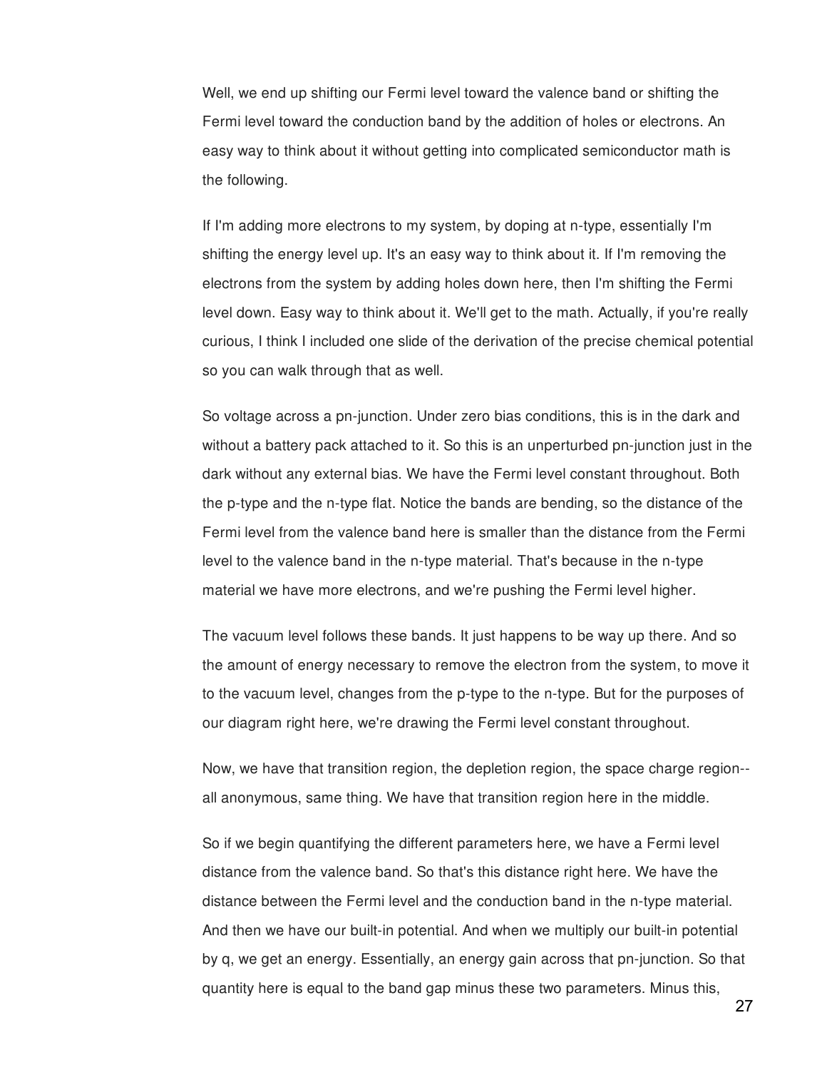Well, we end up shifting our Fermi level toward the valence band or shifting the Fermi level toward the conduction band by the addition of holes or electrons. An easy way to think about it without getting into complicated semiconductor math is the following.

If I'm adding more electrons to my system, by doping at n-type, essentially I'm shifting the energy level up. It's an easy way to think about it. If I'm removing the electrons from the system by adding holes down here, then I'm shifting the Fermi level down. Easy way to think about it. We'll get to the math. Actually, if you're really curious, I think I included one slide of the derivation of the precise chemical potential so you can walk through that as well.

So voltage across a pn-junction. Under zero bias conditions, this is in the dark and without a battery pack attached to it. So this is an unperturbed pn-junction just in the dark without any external bias. We have the Fermi level constant throughout. Both the p-type and the n-type flat. Notice the bands are bending, so the distance of the Fermi level from the valence band here is smaller than the distance from the Fermi level to the valence band in the n-type material. That's because in the n-type material we have more electrons, and we're pushing the Fermi level higher.

The vacuum level follows these bands. It just happens to be way up there. And so the amount of energy necessary to remove the electron from the system, to move it to the vacuum level, changes from the p-type to the n-type. But for the purposes of our diagram right here, we're drawing the Fermi level constant throughout.

Now, we have that transition region, the depletion region, the space charge region-- all anonymous, same thing. We have that transition region here in the middle.

So if we begin quantifying the different parameters here, we have a Fermi level distance from the valence band. So that's this distance right here. We have the distance between the Fermi level and the conduction band in the n-type material. And then we have our built-in potential. And when we multiply our built-in potential by q, we get an energy. Essentially, an energy gain across that pn-junction. So that quantity here is equal to the band gap minus these two parameters. Minus this,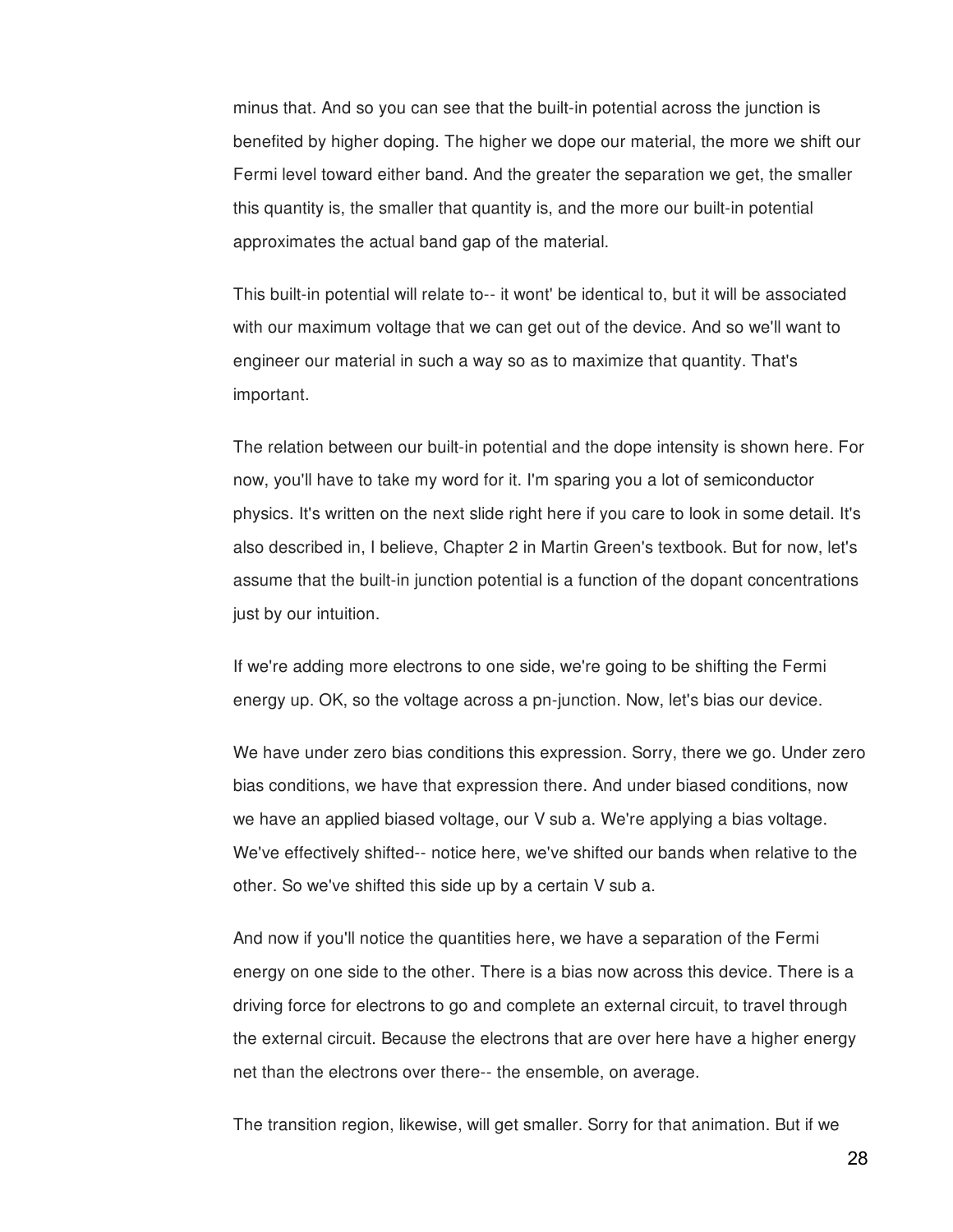minus that. And so you can see that the built-in potential across the junction is benefited by higher doping. The higher we dope our material, the more we shift our Fermi level toward either band. And the greater the separation we get, the smaller this quantity is, the smaller that quantity is, and the more our built-in potential approximates the actual band gap of the material.

This built-in potential will relate to-- it wont' be identical to, but it will be associated with our maximum voltage that we can get out of the device. And so we'll want to engineer our material in such a way so as to maximize that quantity. That's important.

The relation between our built-in potential and the dope intensity is shown here. For now, you'll have to take my word for it. I'm sparing you a lot of semiconductor physics. It's written on the next slide right here if you care to look in some detail. It's also described in, I believe, Chapter 2 in Martin Green's textbook. But for now, let's assume that the built-in junction potential is a function of the dopant concentrations just by our intuition.

If we're adding more electrons to one side, we're going to be shifting the Fermi energy up. OK, so the voltage across a pn-junction. Now, let's bias our device.

We have under zero bias conditions this expression. Sorry, there we go. Under zero bias conditions, we have that expression there. And under biased conditions, now we have an applied biased voltage, our V sub a. We're applying a bias voltage. We've effectively shifted-- notice here, we've shifted our bands when relative to the other. So we've shifted this side up by a certain V sub a.

And now if you'll notice the quantities here, we have a separation of the Fermi energy on one side to the other. There is a bias now across this device. There is a driving force for electrons to go and complete an external circuit, to travel through the external circuit. Because the electrons that are over here have a higher energy net than the electrons over there-- the ensemble, on average.

The transition region, likewise, will get smaller. Sorry for that animation. But if we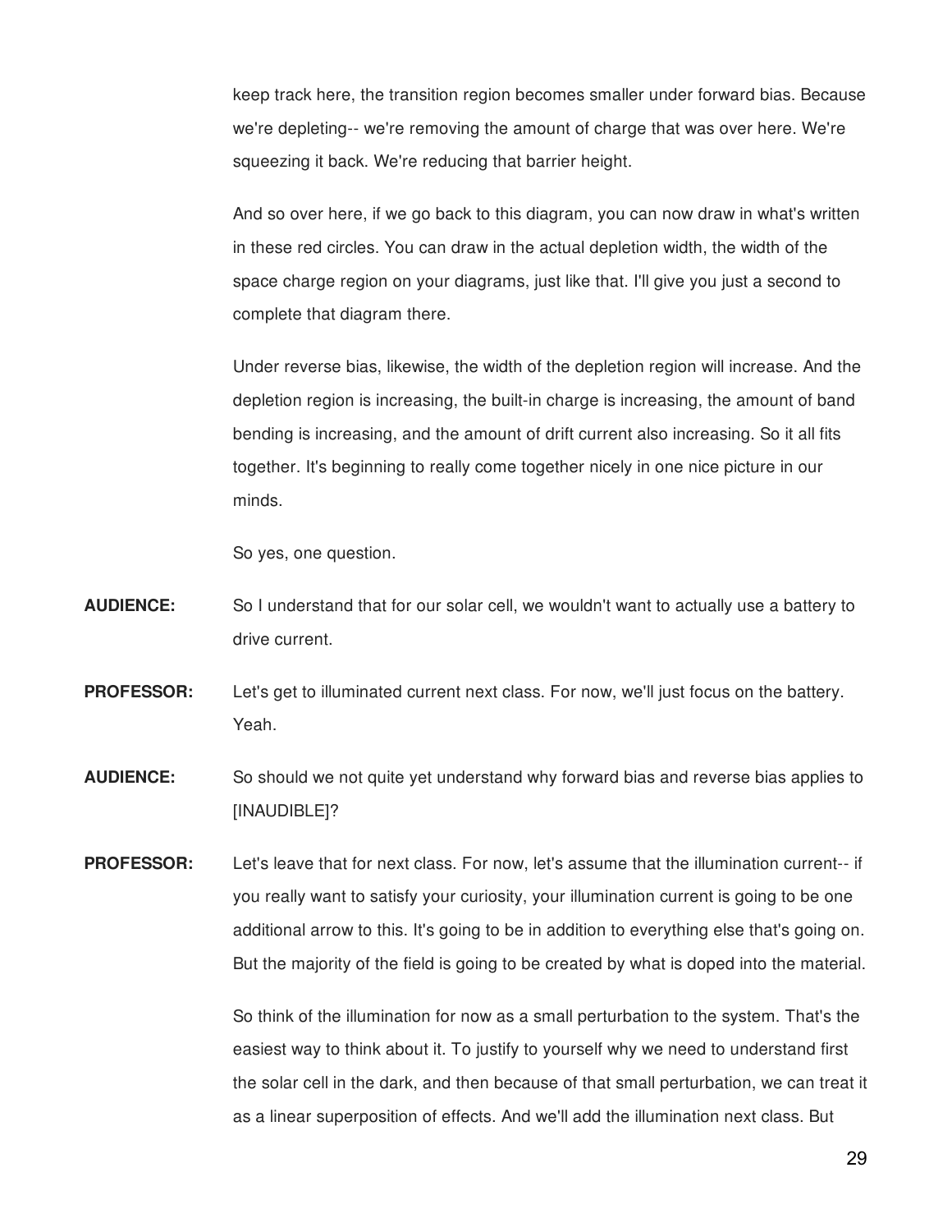keep track here, the transition region becomes smaller under forward bias. Because we're depleting-- we're removing the amount of charge that was over here. We're squeezing it back. We're reducing that barrier height.

And so over here, if we go back to this diagram, you can now draw in what's written in these red circles. You can draw in the actual depletion width, the width of the space charge region on your diagrams, just like that. I'll give you just a second to complete that diagram there.

Under reverse bias, likewise, the width of the depletion region will increase. And the depletion region is increasing, the built-in charge is increasing, the amount of band bending is increasing, and the amount of drift current also increasing. So it all fits together. It's beginning to really come together nicely in one nice picture in our minds.

So yes, one question.

**AUDIENCE:** So I understand that for our solar cell, we wouldn't want to actually use a battery to drive current.

**PROFESSOR:** Let's get to illuminated current next class. For now, we'll just focus on the battery. Yeah.

**AUDIENCE:** So should we not quite yet understand why forward bias and reverse bias applies to [INAUDIBLE]?

**PROFESSOR:** Let's leave that for next class. For now, let's assume that the illumination current-- if you really want to satisfy your curiosity, your illumination current is going to be one additional arrow to this. It's going to be in addition to everything else that's going on. But the majority of the field is going to be created by what is doped into the material.

So think of the illumination for now as a small perturbation to the system. That's the easiest way to think about it. To justify to yourself why we need to understand first the solar cell in the dark, and then because of that small perturbation, we can treat it as a linear superposition of effects. And we'll add the illumination next class. But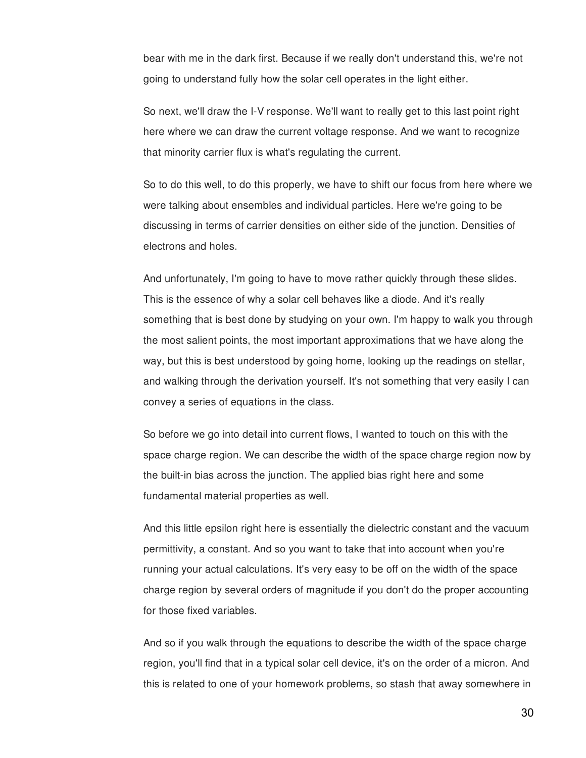bear with me in the dark first. Because if we really don't understand this, we're not going to understand fully how the solar cell operates in the light either.

So next, we'll draw the I-V response. We'll want to really get to this last point right here where we can draw the current voltage response. And we want to recognize that minority carrier flux is what's regulating the current.

So to do this well, to do this properly, we have to shift our focus from here where we were talking about ensembles and individual particles. Here we're going to be discussing in terms of carrier densities on either side of the junction. Densities of electrons and holes.

And unfortunately, I'm going to have to move rather quickly through these slides. This is the essence of why a solar cell behaves like a diode. And it's really something that is best done by studying on your own. I'm happy to walk you through the most salient points, the most important approximations that we have along the way, but this is best understood by going home, looking up the readings on stellar, and walking through the derivation yourself. It's not something that very easily I can convey a series of equations in the class.

So before we go into detail into current flows, I wanted to touch on this with the space charge region. We can describe the width of the space charge region now by the built-in bias across the junction. The applied bias right here and some fundamental material properties as well.

And this little epsilon right here is essentially the dielectric constant and the vacuum permittivity, a constant. And so you want to take that into account when you're running your actual calculations. It's very easy to be off on the width of the space charge region by several orders of magnitude if you don't do the proper accounting for those fixed variables.

And so if you walk through the equations to describe the width of the space charge region, you'll find that in a typical solar cell device, it's on the order of a micron. And this is related to one of your homework problems, so stash that away somewhere in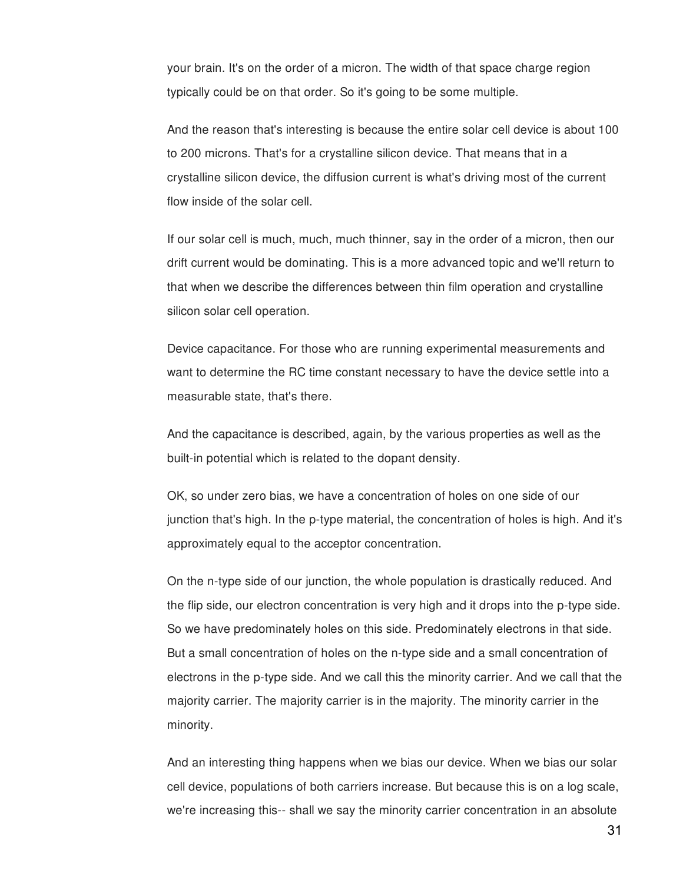your brain. It's on the order of a micron. The width of that space charge region typically could be on that order. So it's going to be some multiple.

And the reason that's interesting is because the entire solar cell device is about 100 to 200 microns. That's for a crystalline silicon device. That means that in a crystalline silicon device, the diffusion current is what's driving most of the current flow inside of the solar cell.

If our solar cell is much, much, much thinner, say in the order of a micron, then our drift current would be dominating. This is a more advanced topic and we'll return to that when we describe the differences between thin film operation and crystalline silicon solar cell operation.

Device capacitance. For those who are running experimental measurements and want to determine the RC time constant necessary to have the device settle into a measurable state, that's there.

And the capacitance is described, again, by the various properties as well as the built-in potential which is related to the dopant density.

OK, so under zero bias, we have a concentration of holes on one side of our junction that's high. In the p-type material, the concentration of holes is high. And it's approximately equal to the acceptor concentration.

On the n-type side of our junction, the whole population is drastically reduced. And the flip side, our electron concentration is very high and it drops into the p-type side. So we have predominately holes on this side. Predominately electrons in that side. But a small concentration of holes on the n-type side and a small concentration of electrons in the p-type side. And we call this the minority carrier. And we call that the majority carrier. The majority carrier is in the majority. The minority carrier in the minority.

And an interesting thing happens when we bias our device. When we bias our solar cell device, populations of both carriers increase. But because this is on a log scale, we're increasing this-- shall we say the minority carrier concentration in an absolute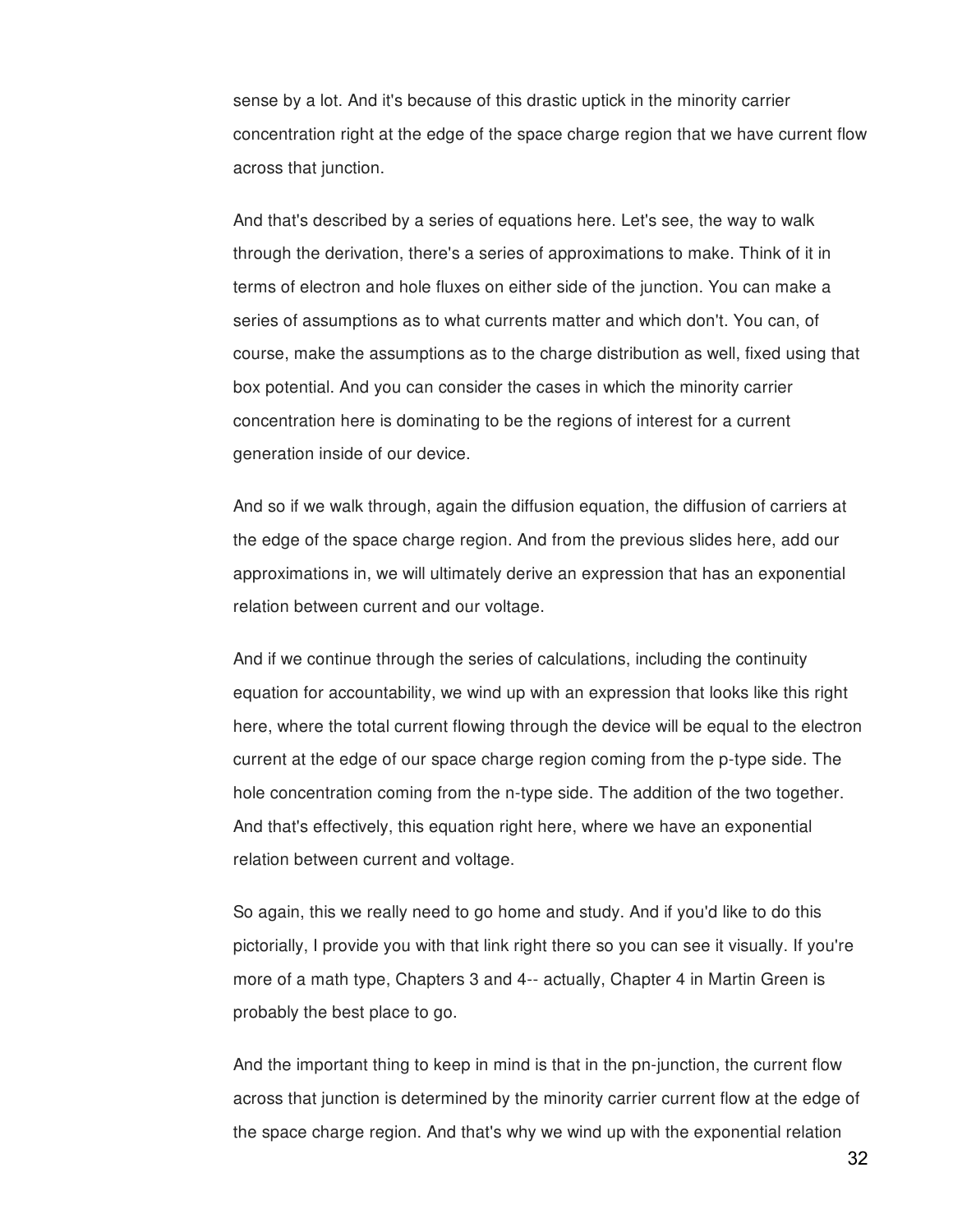sense by a lot. And it's because of this drastic uptick in the minority carrier concentration right at the edge of the space charge region that we have current flow across that junction.

And that's described by a series of equations here. Let's see, the way to walk through the derivation, there's a series of approximations to make. Think of it in terms of electron and hole fluxes on either side of the junction. You can make a series of assumptions as to what currents matter and which don't. You can, of course, make the assumptions as to the charge distribution as well, fixed using that box potential. And you can consider the cases in which the minority carrier concentration here is dominating to be the regions of interest for a current generation inside of our device.

And so if we walk through, again the diffusion equation, the diffusion of carriers at the edge of the space charge region. And from the previous slides here, add our approximations in, we will ultimately derive an expression that has an exponential relation between current and our voltage.

And if we continue through the series of calculations, including the continuity equation for accountability, we wind up with an expression that looks like this right here, where the total current flowing through the device will be equal to the electron current at the edge of our space charge region coming from the p-type side. The hole concentration coming from the n-type side. The addition of the two together. And that's effectively, this equation right here, where we have an exponential relation between current and voltage.

So again, this we really need to go home and study. And if you'd like to do this pictorially, I provide you with that link right there so you can see it visually. If you're more of a math type, Chapters 3 and 4-- actually, Chapter 4 in Martin Green is probably the best place to go.

And the important thing to keep in mind is that in the pn-junction, the current flow across that junction is determined by the minority carrier current flow at the edge of the space charge region. And that's why we wind up with the exponential relation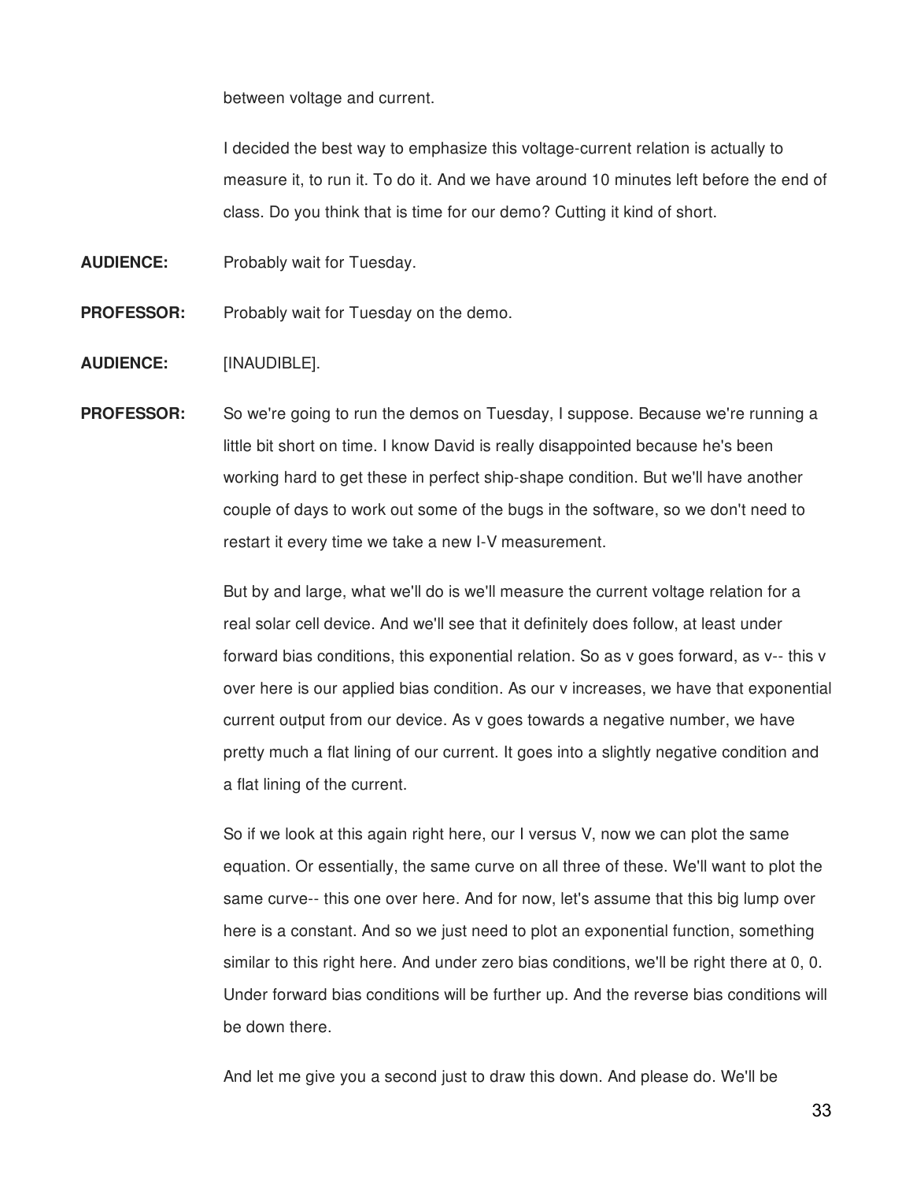between voltage and current.

I decided the best way to emphasize this voltage-current relation is actually to measure it, to run it. To do it. And we have around 10 minutes left before the end of class. Do you think that is time for our demo? Cutting it kind of short.

**AUDIENCE:** Probably wait for Tuesday.

**PROFESSOR:** Probably wait for Tuesday on the demo.

**AUDIENCE:** [INAUDIBLE].

**PROFESSOR:** So we're going to run the demos on Tuesday, I suppose. Because we're running a little bit short on time. I know David is really disappointed because he's been working hard to get these in perfect ship-shape condition. But we'll have another couple of days to work out some of the bugs in the software, so we don't need to restart it every time we take a new I-V measurement.

But by and large, what we'll do is we'll measure the current voltage relation for a real solar cell device. And we'll see that it definitely does follow, at least under forward bias conditions, this exponential relation. So as v goes forward, as v-- this v over here is our applied bias condition. As our v increases, we have that exponential current output from our device. As v goes towards a negative number, we have pretty much a flat lining of our current. It goes into a slightly negative condition and a flat lining of the current.

So if we look at this again right here, our I versus V, now we can plot the same equation. Or essentially, the same curve on all three of these. We'll want to plot the same curve-- this one over here. And for now, let's assume that this big lump over here is a constant. And so we just need to plot an exponential function, something similar to this right here. And under zero bias conditions, we'll be right there at 0, 0. Under forward bias conditions will be further up. And the reverse bias conditions will be down there.

And let me give you a second just to draw this down. And please do. We'll be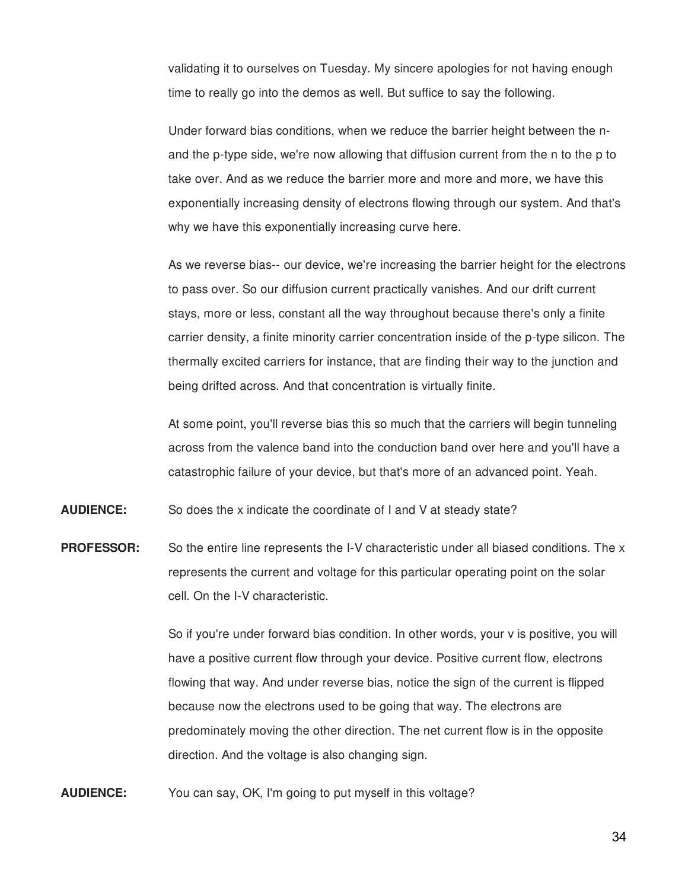validating it to ourselves on Tuesday. My sincere apologies for not having enough time to really go into the demos as well. But suffice to say the following.

Under forward bias conditions, when we reduce the barrier height between the n- and the p-type side, we're now allowing that diffusion current from the n to the p to take over. And as we reduce the barrier more and more and more, we have this exponentially increasing density of electrons flowing through our system. And that's why we have this exponentially increasing curve here.

As we reverse bias-- our device, we're increasing the barrier height for the electrons to pass over. So our diffusion current practically vanishes. And our drift current stays, more or less, constant all the way throughout because there's only a finite carrier density, a finite minority carrier concentration inside of the p-type silicon. The thermally excited carriers for instance, that are finding their way to the junction and being drifted across. And that concentration is virtually finite.

At some point, you'll reverse bias this so much that the carriers will begin tunneling across from the valence band into the conduction band over here and you'll have a catastrophic failure of your device, but that's more of an advanced point. Yeah.

**AUDIENCE:** So does the x indicate the coordinate of I and V at steady state?

**PROFESSOR:** So the entire line represents the I-V characteristic under all biased conditions. The x represents the current and voltage for this particular operating point on the solar cell. On the I-V characteristic.

So if you're under forward bias condition. In other words, your v is positive, you will have a positive current flow through your device. Positive current flow, electrons flowing that way. And under reverse bias, notice the sign of the current is flipped because now the electrons used to be going that way. The electrons are predominately moving the other direction. The net current flow is in the opposite direction. And the voltage is also changing sign.

**AUDIENCE:** You can say, OK, I'm going to put myself in this voltage?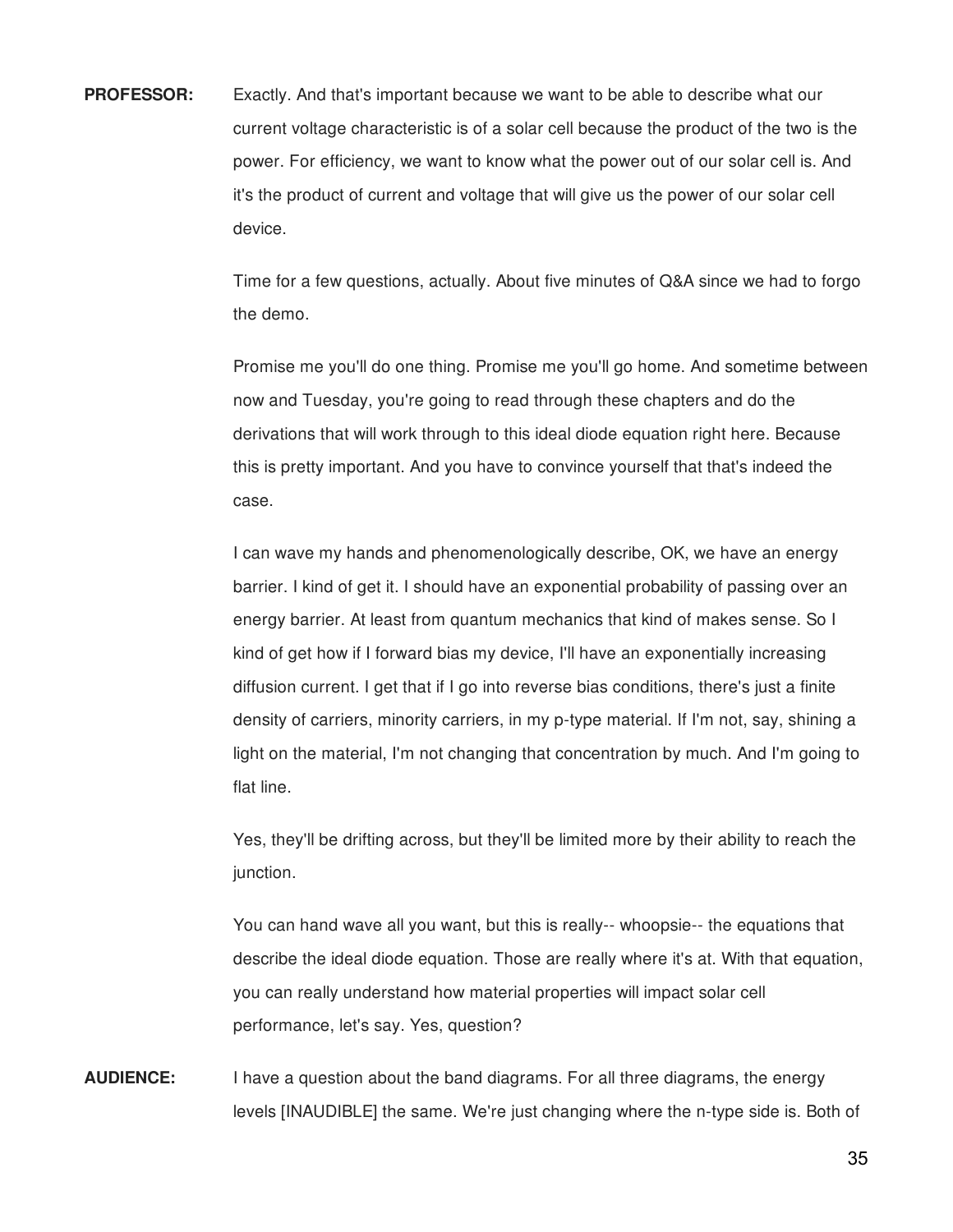**PROFESSOR:** Exactly. And that's important because we want to be able to describe what our current voltage characteristic is of a solar cell because the product of the two is the power. For efficiency, we want to know what the power out of our solar cell is. And it's the product of current and voltage that will give us the power of our solar cell device.

Time for a few questions, actually. About five minutes of Q&A since we had to forgo the demo.

Promise me you'll do one thing. Promise me you'll go home. And sometime between now and Tuesday, you're going to read through these chapters and do the derivations that will work through to this ideal diode equation right here. Because this is pretty important. And you have to convince yourself that that's indeed the case.

I can wave my hands and phenomenologically describe, OK, we have an energy barrier. I kind of get it. I should have an exponential probability of passing over an energy barrier. At least from quantum mechanics that kind of makes sense. So I kind of get how if I forward bias my device, I'll have an exponentially increasing diffusion current. I get that if I go into reverse bias conditions, there's just a finite density of carriers, minority carriers, in my p-type material. If I'm not, say, shining a light on the material, I'm not changing that concentration by much. And I'm going to flat line.

Yes, they'll be drifting across, but they'll be limited more by their ability to reach the junction.

You can hand wave all you want, but this is really-- whoopsie-- the equations that describe the ideal diode equation. Those are really where it's at. With that equation, you can really understand how material properties will impact solar cell performance, let's say. Yes, question?

**AUDIENCE:** I have a question about the band diagrams. For all three diagrams, the energy levels [INAUDIBLE] the same. We're just changing where the n-type side is. Both of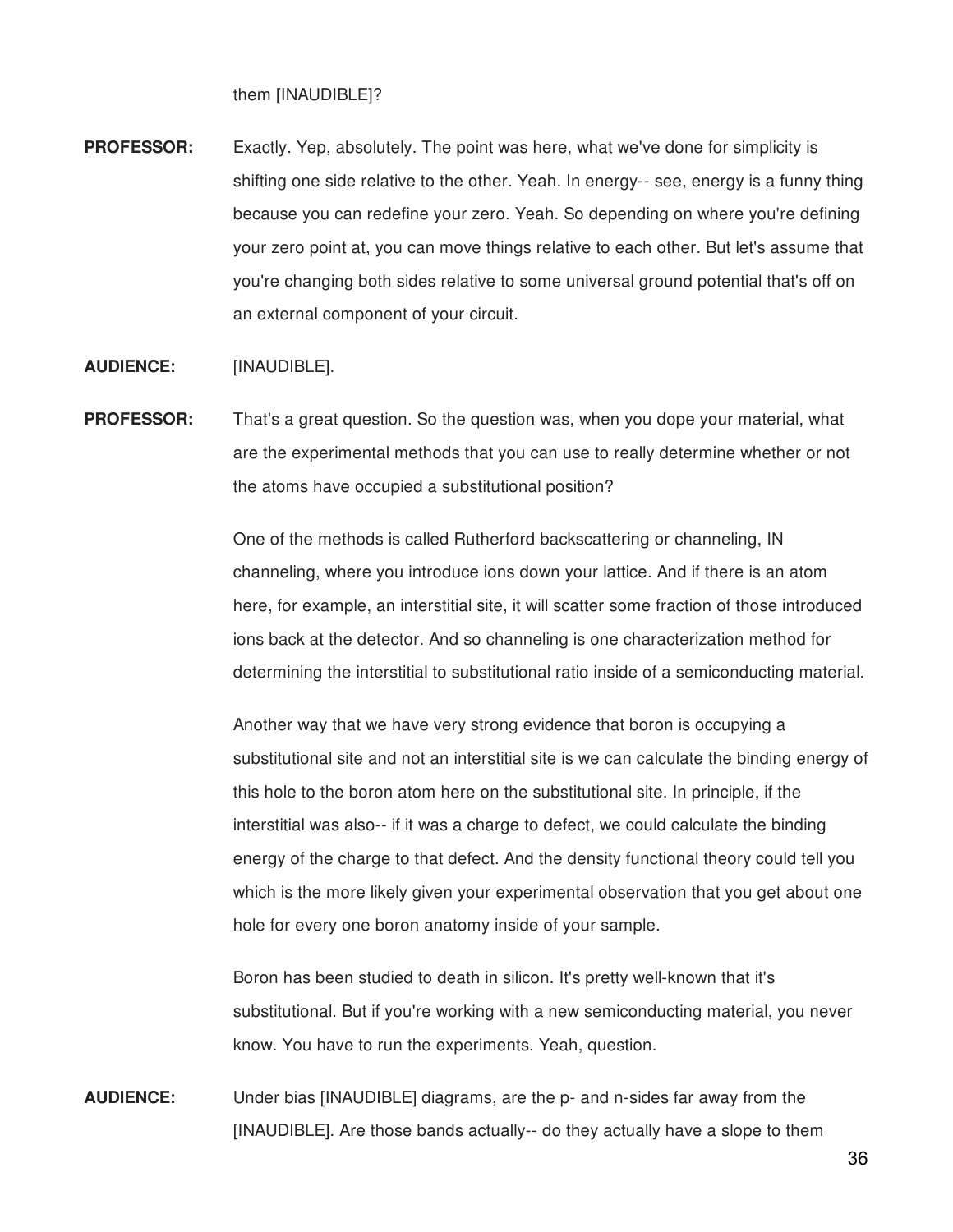them [INAUDIBLE]?

**PROFESSOR:** Exactly. Yep, absolutely. The point was here, what we've done for simplicity is shifting one side relative to the other. Yeah. In energy-- see, energy is a funny thing because you can redefine your zero. Yeah. So depending on where you're defining your zero point at, you can move things relative to each other. But let's assume that you're changing both sides relative to some universal ground potential that's off on an external component of your circuit.

**AUDIENCE:** [INAUDIBLE].

**PROFESSOR:** That's a great question. So the question was, when you dope your material, what are the experimental methods that you can use to really determine whether or not the atoms have occupied a substitutional position?

One of the methods is called Rutherford backscattering or channeling, IN channeling, where you introduce ions down your lattice. And if there is an atom here, for example, an interstitial site, it will scatter some fraction of those introduced ions back at the detector. And so channeling is one characterization method for determining the interstitial to substitutional ratio inside of a semiconducting material.

Another way that we have very strong evidence that boron is occupying a substitutional site and not an interstitial site is we can calculate the binding energy of this hole to the boron atom here on the substitutional site. In principle, if the interstitial was also-- if it was a charge to defect, we could calculate the binding energy of the charge to that defect. And the density functional theory could tell you which is the more likely given your experimental observation that you get about one hole for every one boron anatomy inside of your sample.

Boron has been studied to death in silicon. It's pretty well-known that it's substitutional. But if you're working with a new semiconducting material, you never know. You have to run the experiments. Yeah, question.

**AUDIENCE:** Under bias [INAUDIBLE] diagrams, are the p- and n-sides far away from the [INAUDIBLE]. Are those bands actually-- do they actually have a slope to them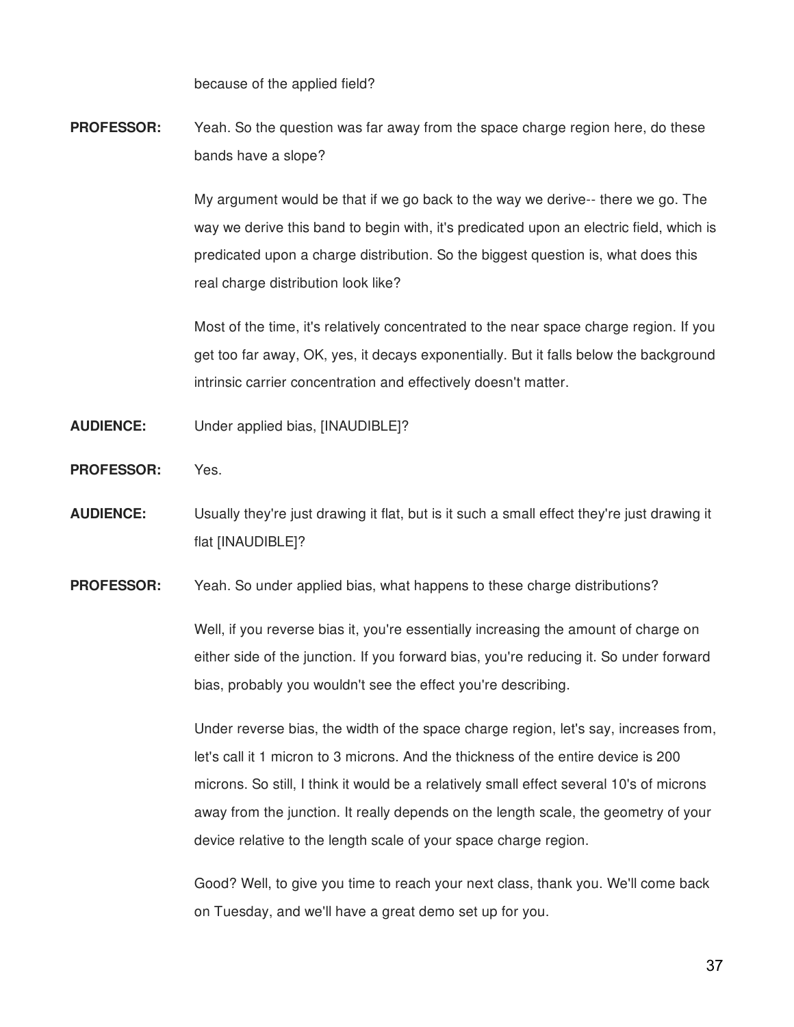because of the applied field?

**PROFESSOR:** Yeah. So the question was far away from the space charge region here, do these bands have a slope?

My argument would be that if we go back to the way we derive-- there we go. The way we derive this band to begin with, it's predicated upon an electric field, which is predicated upon a charge distribution. So the biggest question is, what does this real charge distribution look like?

Most of the time, it's relatively concentrated to the near space charge region. If you get too far away, OK, yes, it decays exponentially. But it falls below the background intrinsic carrier concentration and effectively doesn't matter.

**AUDIENCE:** Under applied bias, [INAUDIBLE]?

**PROFESSOR:** Yes.

**AUDIENCE:** Usually they're just drawing it flat, but is it such a small effect they're just drawing it flat [INAUDIBLE]?

**PROFESSOR:** Yeah. So under applied bias, what happens to these charge distributions?

Well, if you reverse bias it, you're essentially increasing the amount of charge on either side of the junction. If you forward bias, you're reducing it. So under forward bias, probably you wouldn't see the effect you're describing.

Under reverse bias, the width of the space charge region, let's say, increases from, let's call it 1 micron to 3 microns. And the thickness of the entire device is 200 microns. So still, I think it would be a relatively small effect several 10's of microns away from the junction. It really depends on the length scale, the geometry of your device relative to the length scale of your space charge region.

Good? Well, to give you time to reach your next class, thank you. We'll come back on Tuesday, and we'll have a great demo set up for you.